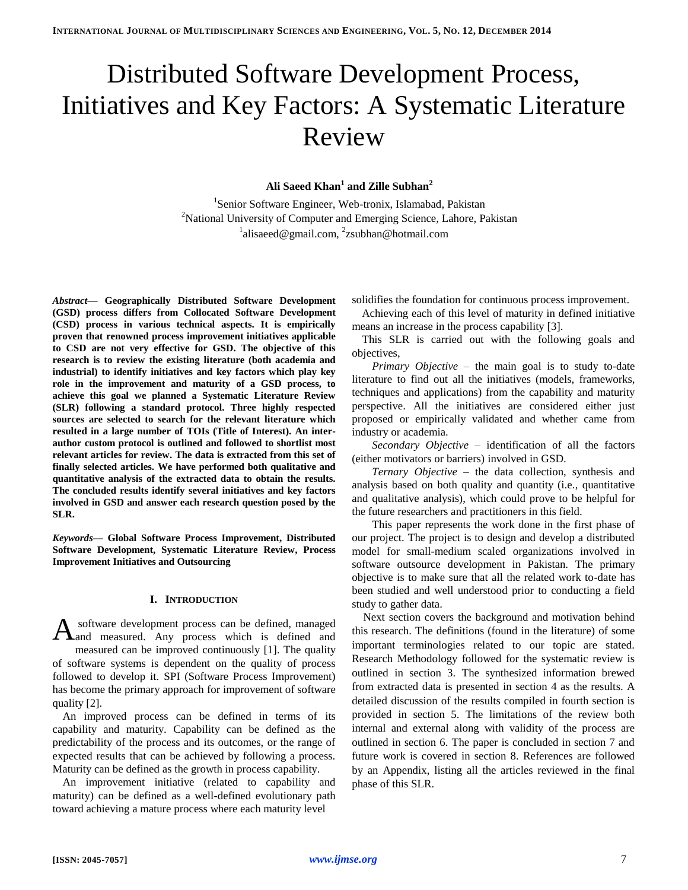# Distributed Software Development Process, Initiatives and Key Factors: A Systematic Literature Review

**Ali Saeed Khan[1] and Zille Subhan[2]**

[1]Senior Software Engineer, Web-tronix, Islamabad, Pakistan
[2]National University of Computer and Emerging Science, Lahore, Pakistan
[1]alisaeed@gmail.com, [2]zsubhan@hotmail.com

***Abstract*— Geographically Distributed Software Development (GSD) process differs from Collocated Software Development (CSD) process in various technical aspects. It is empirically proven that renowned process improvement initiatives applicable to CSD are not very effective for GSD. The objective of this research is to review the existing literature (both academia and industrial) to identify initiatives and key factors which play key role in the improvement and maturity of a GSD process, to achieve this goal we planned a Systematic Literature Review (SLR) following a standard protocol. Three highly respected sources are selected to search for the relevant literature which resulted in a large number of TOIs (Title of Interest). An inter-author custom protocol is outlined and followed to shortlist most relevant articles for review. The data is extracted from this set of finally selected articles. We have performed both qualitative and quantitative analysis of the extracted data to obtain the results. The concluded results identify several initiatives and key factors involved in GSD and answer each research question posed by the SLR.**

***Keywords*— Global Software Process Improvement, Distributed Software Development, Systematic Literature Review, Process Improvement Initiatives and Outsourcing**

## I. Introduction

A software development process can be defined, managed and measured. Any process which is defined and measured can be improved continuously [1]. The quality of software systems is dependent on the quality of process followed to develop it. SPI (Software Process Improvement) has become the primary approach for improvement of software quality [2].

An improved process can be defined in terms of its capability and maturity. Capability can be defined as the predictability of the process and its outcomes, or the range of expected results that can be achieved by following a process. Maturity can be defined as the growth in process capability.

An improvement initiative (related to capability and maturity) can be defined as a well-defined evolutionary path toward achieving a mature process where each maturity level solidifies the foundation for continuous process improvement.

Achieving each of this level of maturity in defined initiative means an increase in the process capability [3].

This SLR is carried out with the following goals and objectives,

*Primary Objective* – the main goal is to study to-date literature to find out all the initiatives (models, frameworks, techniques and applications) from the capability and maturity perspective. All the initiatives are considered either just proposed or empirically validated and whether came from industry or academia.

*Secondary Objective* – identification of all the factors (either motivators or barriers) involved in GSD.

*Ternary Objective* – the data collection, synthesis and analysis based on both quality and quantity (i.e., quantitative and qualitative analysis), which could prove to be helpful for the future researchers and practitioners in this field.

This paper represents the work done in the first phase of our project. The project is to design and develop a distributed model for small-medium scaled organizations involved in software outsource development in Pakistan. The primary objective is to make sure that all the related work to-date has been studied and well understood prior to conducting a field study to gather data.

Next section covers the background and motivation behind this research. The definitions (found in the literature) of some important terminologies related to our topic are stated. Research Methodology followed for the systematic review is outlined in section 3. The synthesized information brewed from extracted data is presented in section 4 as the results. A detailed discussion of the results compiled in fourth section is provided in section 5. The limitations of the review both internal and external along with validity of the process are outlined in section 6. The paper is concluded in section 7 and future work is covered in section 8. References are followed by an Appendix, listing all the articles reviewed in the final phase of this SLR.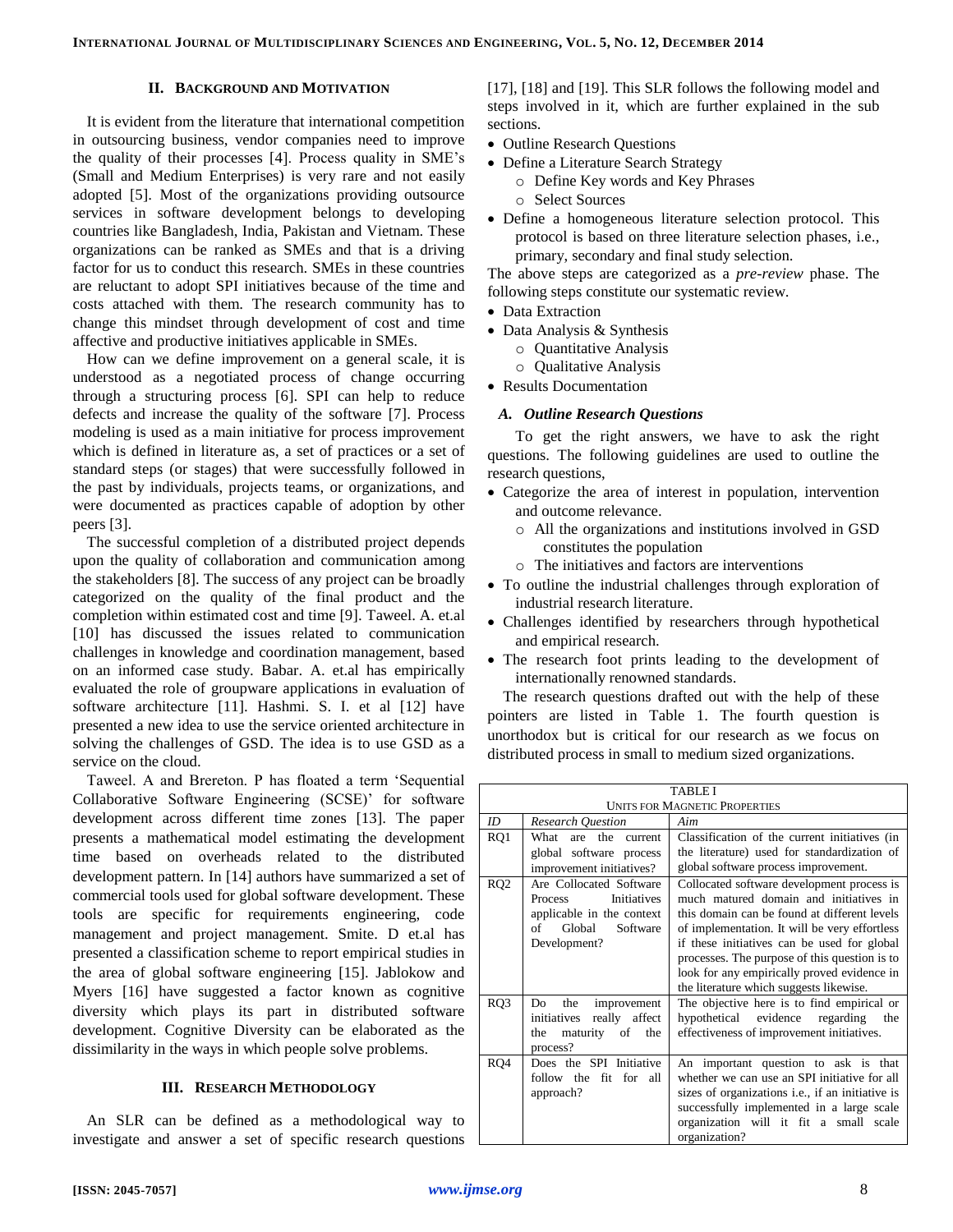## II. Background and Motivation

It is evident from the literature that international competition in outsourcing business, vendor companies need to improve the quality of their processes [4]. Process quality in SME's (Small and Medium Enterprises) is very rare and not easily adopted [5]. Most of the organizations providing outsource services in software development belongs to developing countries like Bangladesh, India, Pakistan and Vietnam. These organizations can be ranked as SMEs and that is a driving factor for us to conduct this research. SMEs in these countries are reluctant to adopt SPI initiatives because of the time and costs attached with them. The research community has to change this mindset through development of cost and time affective and productive initiatives applicable in SMEs.

How can we define improvement on a general scale, it is understood as a negotiated process of change occurring through a structuring process [6]. SPI can help to reduce defects and increase the quality of the software [7]. Process modeling is used as a main initiative for process improvement which is defined in literature as, a set of practices or a set of standard steps (or stages) that were successfully followed in the past by individuals, projects teams, or organizations, and were documented as practices capable of adoption by other peers [3].

The successful completion of a distributed project depends upon the quality of collaboration and communication among the stakeholders [8]. The success of any project can be broadly categorized on the quality of the final product and the completion within estimated cost and time [9]. Taweel. A. et.al [10] has discussed the issues related to communication challenges in knowledge and coordination management, based on an informed case study. Babar. A. et.al has empirically evaluated the role of groupware applications in evaluation of software architecture [11]. Hashmi. S. I. et al [12] have presented a new idea to use the service oriented architecture in solving the challenges of GSD. The idea is to use GSD as a service on the cloud.

Taweel. A and Brereton. P has floated a term 'Sequential Collaborative Software Engineering (SCSE)' for software development across different time zones [13]. The paper presents a mathematical model estimating the development time based on overheads related to the distributed development pattern. In [14] authors have summarized a set of commercial tools used for global software development. These tools are specific for requirements engineering, code management and project management. Smite. D et.al has presented a classification scheme to report empirical studies in the area of global software engineering [15]. Jablokow and Myers [16] have suggested a factor known as cognitive diversity which plays its part in distributed software development. Cognitive Diversity can be elaborated as the dissimilarity in the ways in which people solve problems.

## III. Research Methodology

An SLR can be defined as a methodological way to investigate and answer a set of specific research questions [17], [18] and [19]. This SLR follows the following model and steps involved in it, which are further explained in the sub sections.

- Outline Research Questions
- Define a Literature Search Strategy
  - Define Key words and Key Phrases
  - Select Sources
- Define a homogeneous literature selection protocol. This protocol is based on three literature selection phases, i.e., primary, secondary and final study selection.

The above steps are categorized as a *pre-review* phase. The following steps constitute our systematic review.

- Data Extraction
- Data Analysis & Synthesis
  - Quantitative Analysis
  - Qualitative Analysis
- Results Documentation

### A. Outline Research Questions

To get the right answers, we have to ask the right questions. The following guidelines are used to outline the research questions,

- Categorize the area of interest in population, intervention and outcome relevance.
  - All the organizations and institutions involved in GSD constitutes the population
  - The initiatives and factors are interventions
- To outline the industrial challenges through exploration of industrial research literature.
- Challenges identified by researchers through hypothetical and empirical research.
- The research foot prints leading to the development of internationally renowned standards.

The research questions drafted out with the help of these pointers are listed in Table 1. The fourth question is unorthodox but is critical for our research as we focus on distributed process in small to medium sized organizations.

TABLE I
UNITS FOR MAGNETIC PROPERTIES

| ID | Research Question | Aim |
|---|---|---|
| RQ1 | What are the current global software process improvement initiatives? | Classification of the current initiatives (in the literature) used for standardization of global software process improvement. |
| RQ2 | Are Collocated Software Process Initiatives applicable in the context of Global Software Development? | Collocated software development process is much matured domain and initiatives in this domain can be found at different levels of implementation. It will be very effortless if these initiatives can be used for global processes. The purpose of this question is to look for any empirically proved evidence in the literature which suggests likewise. |
| RQ3 | Do the improvement initiatives really affect the maturity of the process? | The objective here is to find empirical or hypothetical evidence regarding the effectiveness of improvement initiatives. |
| RQ4 | Does the SPI Initiative follow the fit for all approach? | An important question to ask is that whether we can use an SPI initiative for all sizes of organizations i.e., if an initiative is successfully implemented in a large scale organization will it fit a small scale organization? |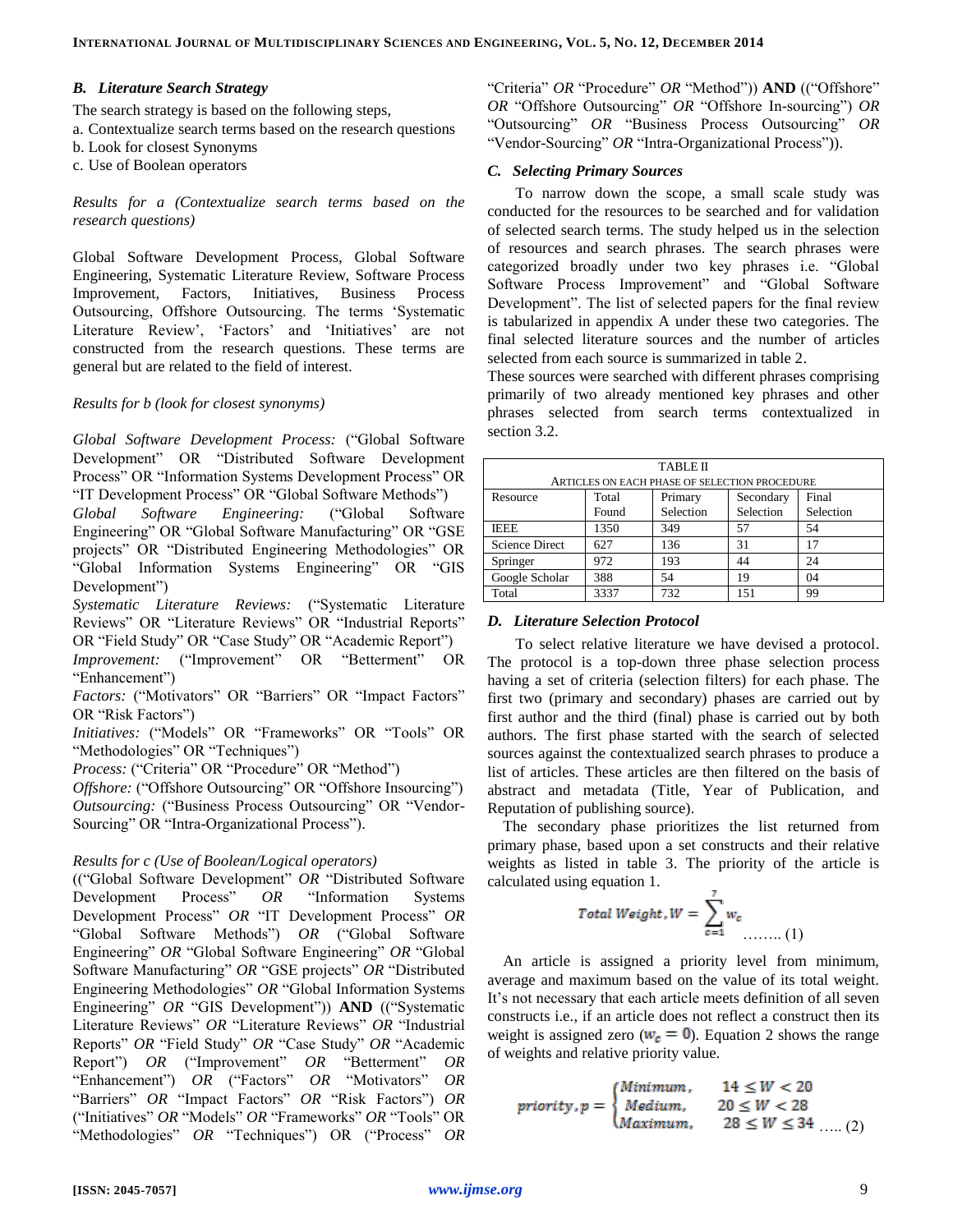### B. *Literature Search Strategy*

The search strategy is based on the following steps,

a. Contextualize search terms based on the research questions
b. Look for closest Synonyms
c. Use of Boolean operators

*Results for a (Contextualize search terms based on the research questions)*

Global Software Development Process, Global Software Engineering, Systematic Literature Review, Software Process Improvement, Factors, Initiatives, Business Process Outsourcing, Offshore Outsourcing. The terms 'Systematic Literature Review', 'Factors' and 'Initiatives' are not constructed from the research questions. These terms are general but are related to the field of interest.

*Results for b (look for closest synonyms)*

*Global Software Development Process:* ("Global Software Development" OR "Distributed Software Development Process" OR "Information Systems Development Process" OR "IT Development Process" OR "Global Software Methods")

*Global Software Engineering:* ("Global Software Engineering" OR "Global Software Manufacturing" OR "GSE projects" OR "Distributed Engineering Methodologies" OR "Global Information Systems Engineering" OR "GIS Development")

*Systematic Literature Reviews:* ("Systematic Literature Reviews" OR "Literature Reviews" OR "Industrial Reports" OR "Field Study" OR "Case Study" OR "Academic Report")

*Improvement:* ("Improvement" OR "Betterment" OR "Enhancement")

*Factors:* ("Motivators" OR "Barriers" OR "Impact Factors" OR "Risk Factors")

*Initiatives:* ("Models" OR "Frameworks" OR "Tools" OR "Methodologies" OR "Techniques")

*Process:* ("Criteria" OR "Procedure" OR "Method")

*Offshore:* ("Offshore Outsourcing" OR "Offshore Insourcing")

*Outsourcing:* ("Business Process Outsourcing" OR "Vendor-Sourcing" OR "Intra-Organizational Process").

*Results for c (Use of Boolean/Logical operators)*

(("Global Software Development" *OR* "Distributed Software Development Process" *OR* "Information Systems Development Process" *OR* "IT Development Process" *OR* "Global Software Methods") *OR* ("Global Software Engineering" *OR* "Global Software Engineering" *OR* "Global Software Manufacturing" *OR* "GSE projects" *OR* "Distributed Engineering Methodologies" *OR* "Global Information Systems Engineering" *OR* "GIS Development")) **AND** (("Systematic Literature Reviews" *OR* "Literature Reviews" *OR* "Industrial Reports" *OR* "Field Study" *OR* "Case Study" *OR* "Academic Report") *OR* ("Improvement" *OR* "Betterment" *OR* "Enhancement") *OR* ("Factors" *OR* "Motivators" *OR* "Barriers" *OR* "Impact Factors" *OR* "Risk Factors") *OR* ("Initiatives" *OR* "Models" *OR* "Frameworks" *OR* "Tools" OR "Methodologies" *OR* "Techniques") OR ("Process" *OR* "Criteria" *OR* "Procedure" *OR* "Method")) **AND** (("Offshore" *OR* "Offshore Outsourcing" *OR* "Offshore In-sourcing") *OR* "Outsourcing" *OR* "Business Process Outsourcing" *OR* "Vendor-Sourcing" *OR* "Intra-Organizational Process")).

### C. *Selecting Primary Sources*

To narrow down the scope, a small scale study was conducted for the resources to be searched and for validation of selected search terms. The study helped us in the selection of resources and search phrases. The search phrases were categorized broadly under two key phrases i.e. "Global Software Process Improvement" and "Global Software Development". The list of selected papers for the final review is tabulized in appendix A under these two categories. The final selected literature sources and the number of articles selected from each source is summarized in table 2.

These sources were searched with different phrases comprising primarily of two already mentioned key phrases and other phrases selected from search terms contextualized in section 3.2.

TABLE II
ARTICLES ON EACH PHASE OF SELECTION PROCEDURE

| Resource | Total Found | Primary Selection | Secondary Selection | Final Selection |
|---|---|---|---|---|
| IEEE | 1350 | 349 | 57 | 54 |
| Science Direct | 627 | 136 | 31 | 17 |
| Springer | 972 | 193 | 44 | 24 |
| Google Scholar | 388 | 54 | 19 | 04 |
| Total | 3337 | 732 | 151 | 99 |

### D. *Literature Selection Protocol*

To select relative literature we have devised a protocol. The protocol is a top-down three phase selection process having a set of criteria (selection filters) for each phase. The first two (primary and secondary) phases are carried out by first author and the third (final) phase is carried out by both authors. The first phase started with the search of selected sources against the contextualized search phrases to produce a list of articles. These articles are then filtered on the basis of abstract and metadata (Title, Year of Publication, and Reputation of publishing source).

The secondary phase prioritizes the list returned from primary phase, based upon a set constructs and their relative weights as listed in table 3. The priority of the article is calculated using equation 1.

$$Total\ Weight, W = \sum_{c=1}^{7} w_c \quad \text{........ (1)}$$

An article is assigned a priority level from minimum, average and maximum based on the value of its total weight. It's not necessary that each article meets definition of all seven constructs i.e., if an article does not reflect a construct then its weight is assigned zero ($w_c = 0$). Equation 2 shows the range of weights and relative priority value.

$$priority, p = \begin{cases} Minimum, & 14 \leq W < 20 \\ Medium, & 20 \leq W < 28 \\ Maximum, & 28 \leq W \leq 34 \end{cases} \quad \text{..... (2)}$$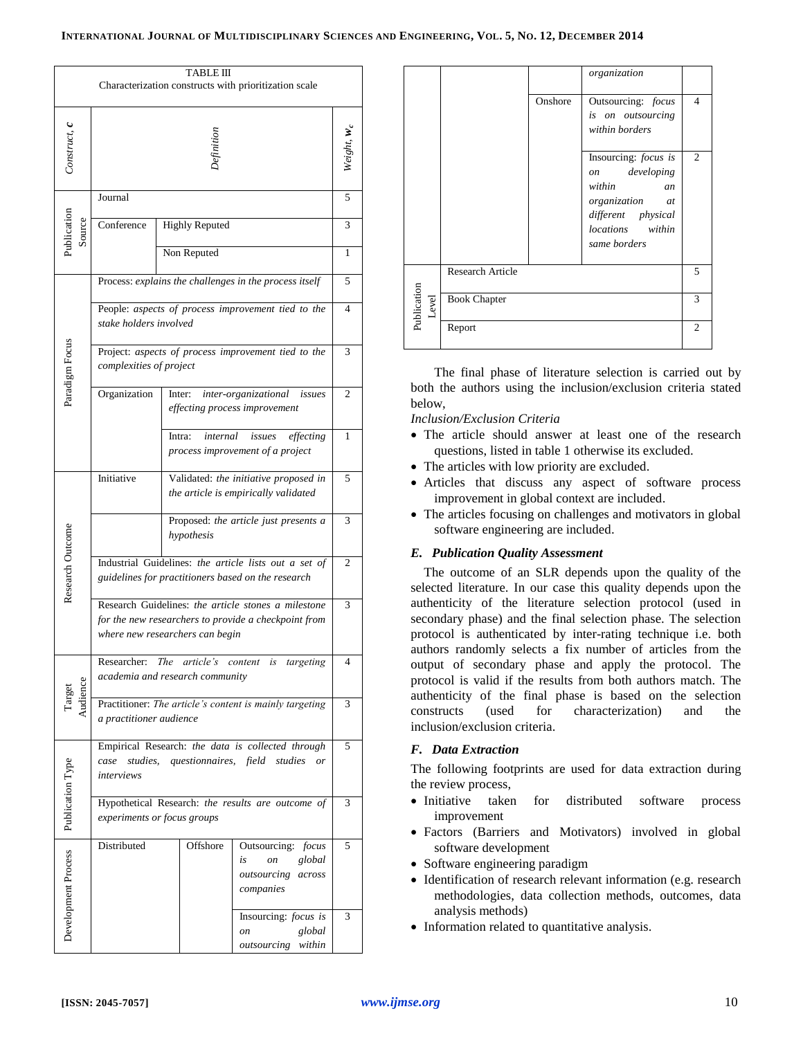TABLE III
Characterization constructs with prioritization scale

| *Construct, c* | *Definition* | | | *Weight, $w_c$* |
|---|---|---|---|---|
| Publication Source | Journal | | | 5 |
| | Conference | Highly Reputed | | 3 |
| | | Non Reputed | | 1 |
| Paradigm Focus | Process: *explains the challenges in the process itself* | | | 5 |
| | People: *aspects of process improvement tied to the stake holders involved* | | | 4 |
| | Project: *aspects of process improvement tied to the complexities of project* | | | 3 |
| | Organization | Inter: *inter-organizational issues effecting process improvement* | | 2 |
| | | Intra: *internal issues effecting process improvement of a project* | | 1 |
| Research Outcome | Initiative | Validated: *the initiative proposed in the article is empirically validated* | | 5 |
| | | Proposed: *the article just presents a hypothesis* | | 3 |
| | Industrial Guidelines: *the article lists out a set of guidelines for practitioners based on the research* | | | 2 |
| | Research Guidelines: *the article stones a milestone for the new researchers to provide a checkpoint from where new researchers can begin* | | | 3 |
| Target Audience | Researcher: *The article's content is targeting academia and research community* | | | 4 |
| | Practitioner: *The article's content is mainly targeting a practitioner audience* | | | 3 |
| Publication Type | Empirical Research: *the data is collected through case studies, questionnaires, field studies or interviews* | | | 5 |
| | Hypothetical Research: *the results are outcome of experiments or focus groups* | | | 3 |
| Development Process | Distributed | Offshore | Outsourcing: *focus is on global outsourcing across companies* | 5 |
| | | | Insourcing: *focus is on global outsourcing within organization* | 3 |
| | | Onshore | Outsourcing: *focus is on outsourcing within borders* | 4 |
| | | | Insourcing: *focus is on developing within an organization at different physical locations within same borders* | 2 |
| Publication Level | Research Article | | | 5 |
| | Book Chapter | | | 3 |
| | Report | | | 2 |

The final phase of literature selection is carried out by both the authors using the inclusion/exclusion criteria stated below,

*Inclusion/Exclusion Criteria*

- The article should answer at least one of the research questions, listed in table 1 otherwise its excluded.
- The articles with low priority are excluded.
- Articles that discuss any aspect of software process improvement in global context are included.
- The articles focusing on challenges and motivators in global software engineering are included.

### *E. Publication Quality Assessment*

The outcome of an SLR depends upon the quality of the selected literature. In our case this quality depends upon the authenticity of the literature selection protocol (used in secondary phase) and the final selection phase. The selection protocol is authenticated by inter-rating technique i.e. both authors randomly selects a fix number of articles from the output of secondary phase and apply the protocol. The protocol is valid if the results from both authors match. The authenticity of the final phase is based on the selection constructs (used for characterization) and the inclusion/exclusion criteria.

### *F. Data Extraction*

The following footprints are used for data extraction during the review process,

- Initiative taken for distributed software process improvement
- Factors (Barriers and Motivators) involved in global software development
- Software engineering paradigm
- Identification of research relevant information (e.g. research methodologies, data collection methods, outcomes, data analysis methods)
- Information related to quantitative analysis.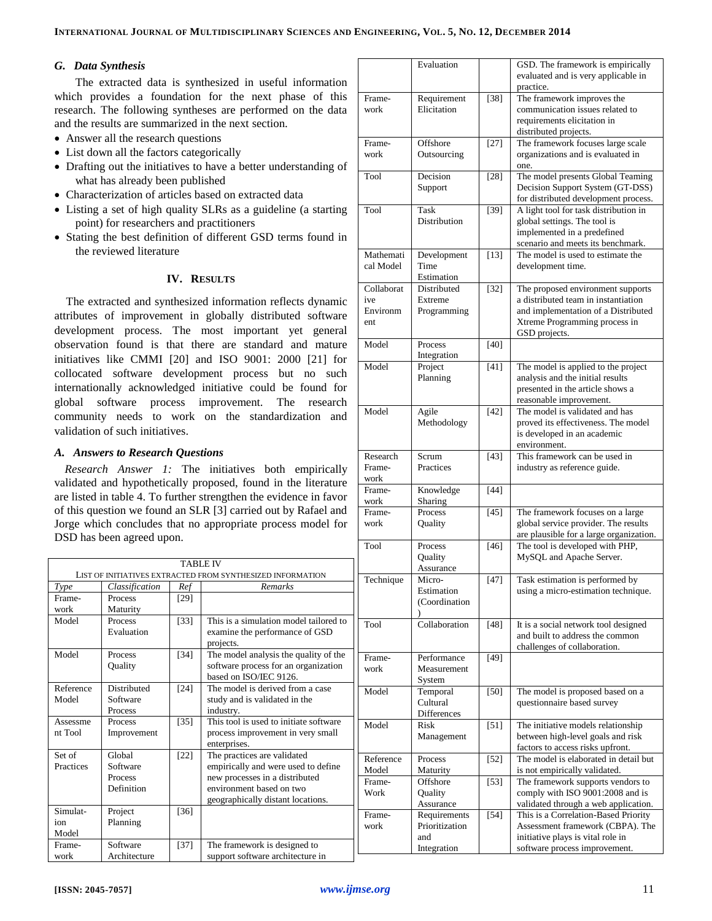### G. *Data Synthesis*

The extracted data is synthesized in useful information which provides a foundation for the next phase of this research. The following syntheses are performed on the data and the results are summarized in the next section.

- Answer all the research questions
- List down all the factors categorically
- Drafting out the initiatives to have a better understanding of what has already been published
- Characterization of articles based on extracted data
- Listing a set of high quality SLRs as a guideline (a starting point) for researchers and practitioners
- Stating the best definition of different GSD terms found in the reviewed literature

## IV. Results

The extracted and synthesized information reflects dynamic attributes of improvement in globally distributed software development process. The most important yet general observation found is that there are standard and mature initiatives like CMMI [20] and ISO 9001: 2000 [21] for collocated software development process but no such internationally acknowledged initiative could be found for global software process improvement. The research community needs to work on the standardization and validation of such initiatives.

### A. *Answers to Research Questions*

*Research Answer 1:* The initiatives both empirically validated and hypothetically proposed, found in the literature are listed in table 4. To further strengthen the evidence in favor of this question we found an SLR [3] carried out by Rafael and Jorge which concludes that no appropriate process model for DSD has been agreed upon.

TABLE IV
LIST OF INITIATIVES EXTRACTED FROM SYNTHESIZED INFORMATION

| *Type* | *Classification* | *Ref* | *Remarks* |
|---|---|---|---|
| Framework | Process Maturity | [29] | |
| Model | Process Evaluation | [33] | This is a simulation model tailored to examine the performance of GSD projects. |
| Model | Process Quality | [34] | The model analysis the quality of the software process for an organization based on ISO/IEC 9126. |
| Reference Model | Distributed Software Process | [24] | The model is derived from a case study and is validated in the industry. |
| Assessment Tool | Process Improvement | [35] | This tool is used to initiate software process improvement in very small enterprises. |
| Set of Practices | Global Software Process Definition | [22] | The practices are validated empirically and were used to define new processes in a distributed environment based on two geographically distant locations. |
| Simulation Model | Project Planning | [36] | |
| Framework | Software Architecture Evaluation | [37] | The framework is designed to support software architecture in GSD. The framework is empirically evaluated and is very applicable in practice. |
| Framework | Requirement Elicitation | [38] | The framework improves the communication issues related to requirements elicitation in distributed projects. |
| Framework | Offshore Outsourcing | [27] | The framework focuses large scale organizations and is evaluated in one. |
| Tool | Decision Support | [28] | The model presents Global Teaming Decision Support System (GT-DSS) for distributed development process. |
| Tool | Task Distribution | [39] | A light tool for task distribution in global settings. The tool is implemented in a predefined scenario and meets its benchmark. |
| Mathematical Model | Development Time Estimation | [13] | The model is used to estimate the development time. |
| Collaborative Environment | Distributed Extreme Programming | [32] | The proposed environment supports a distributed team in instantiation and implementation of a Distributed Xtreme Programming process in GSD projects. |
| Model | Process Integration | [40] | |
| Model | Project Planning | [41] | The model is applied to the project analysis and the initial results presented in the article shows a reasonable improvement. |
| Model | Agile Methodology | [42] | The model is validated and has proved its effectiveness. The model is developed in an academic environment. |
| Research Framework | Scrum Practices | [43] | This framework can be used in industry as reference guide. |
| Framework | Knowledge Sharing | [44] | |
| Framework | Process Quality | [45] | The framework focuses on a large global service provider. The results are plausible for a large organization. |
| Tool | Process Quality Assurance | [46] | The tool is developed with PHP, MySQL and Apache Server. |
| Technique | Micro-Estimation (Coordination) | [47] | Task estimation is performed by using a micro-estimation technique. |
| Tool | Collaboration | [48] | It is a social network tool designed and built to address the common challenges of collaboration. |
| Framework | Performance Measurement System | [49] | |
| Model | Temporal Cultural Differences | [50] | The model is proposed based on a questionnaire based survey |
| Model | Risk Management | [51] | The initiative models relationship between high-level goals and risk factors to access risks upfront. |
| Reference Model | Process Maturity | [52] | The model is elaborated in detail but is not empirically validated. |
| Frame-Work | Offshore Quality Assurance | [53] | The framework supports vendors to comply with ISO 9001:2008 and is validated through a web application. |
| Framework | Requirements Prioritization and Integration | [54] | This is a Correlation-Based Priority Assessment framework (CBPA). The initiative plays is vital role in software process improvement. |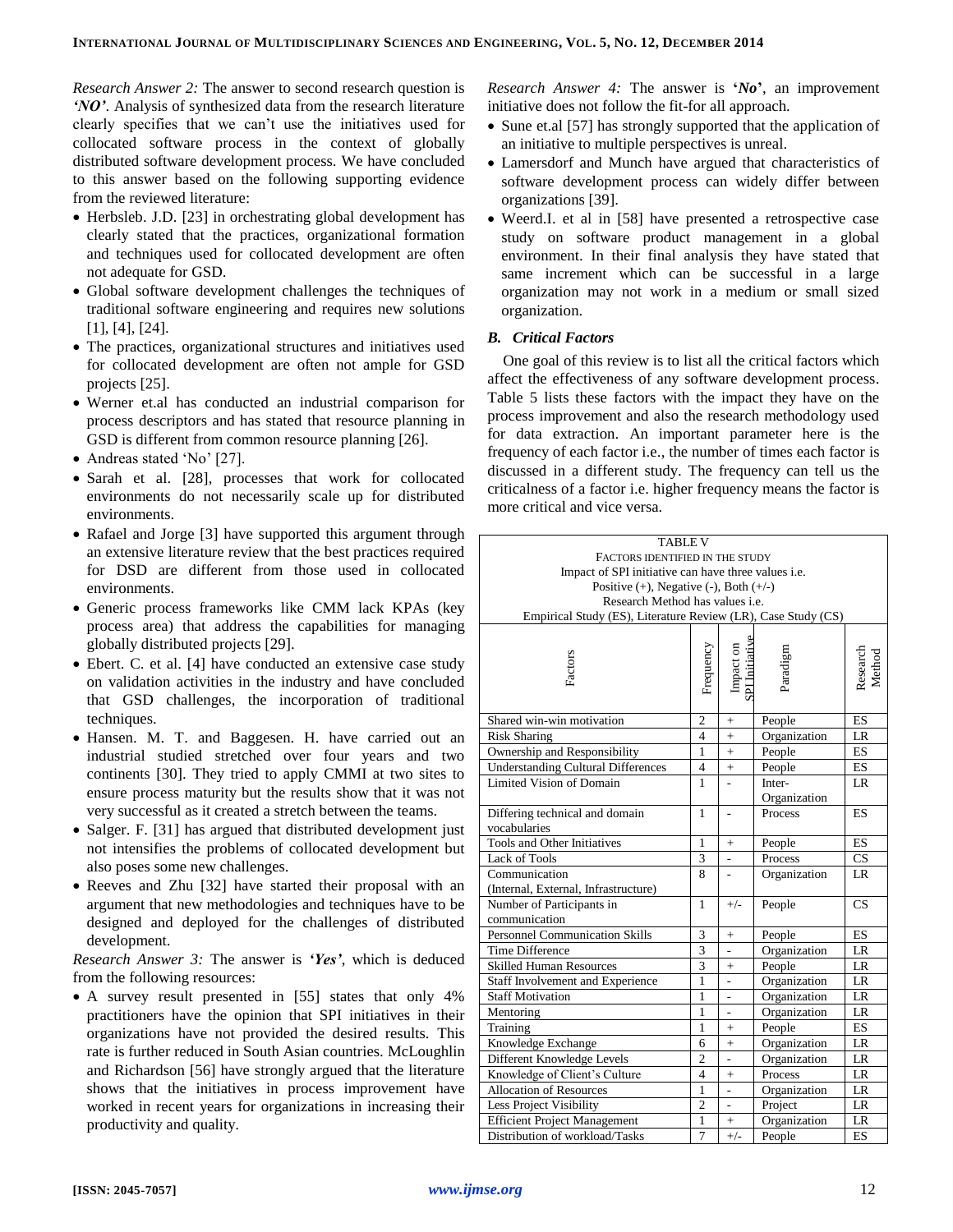*Research Answer 2:* The answer to second research question is ***'NO'***. Analysis of synthesized data from the research literature clearly specifies that we can't use the initiatives used for collocated software process in the context of globally distributed software development process. We have concluded to this answer based on the following supporting evidence from the reviewed literature:

- Herbsleb. J.D. [23] in orchestrating global development has clearly stated that the practices, organizational formation and techniques used for collocated development are often not adequate for GSD.
- Global software development challenges the techniques of traditional software engineering and requires new solutions [1], [4], [24].
- The practices, organizational structures and initiatives used for collocated development are often not ample for GSD projects [25].
- Werner et.al has conducted an industrial comparison for process descriptors and has stated that resource planning in GSD is different from common resource planning [26].
- Andreas stated 'No' [27].
- Sarah et al. [28], processes that work for collocated environments do not necessarily scale up for distributed environments.
- Rafael and Jorge [3] have supported this argument through an extensive literature review that the best practices required for DSD are different from those used in collocated environments.
- Generic process frameworks like CMM lack KPAs (key process area) that address the capabilities for managing globally distributed projects [29].
- Ebert. C. et al. [4] have conducted an extensive case study on validation activities in the industry and have concluded that GSD challenges, the incorporation of traditional techniques.
- Hansen. M. T. and Baggesen. H. have carried out an industrial studied stretched over four years and two continents [30]. They tried to apply CMMI at two sites to ensure process maturity but the results show that it was not very successful as it created a stretch between the teams.
- Salger. F. [31] has argued that distributed development just not intensifies the problems of collocated development but also poses some new challenges.
- Reeves and Zhu [32] have started their proposal with an argument that new methodologies and techniques have to be designed and deployed for the challenges of distributed development.

*Research Answer 3:* The answer is ***'Yes'***, which is deduced from the following resources:

- A survey result presented in [55] states that only 4% practitioners have the opinion that SPI initiatives in their organizations have not provided the desired results. This rate is further reduced in South Asian countries. McLoughlin and Richardson [56] have strongly argued that the literature shows that the initiatives in process improvement have worked in recent years for organizations in increasing their productivity and quality.

*Research Answer 4:* The answer is **'*No*'**, an improvement initiative does not follow the fit-for all approach.

- Sune et.al [57] has strongly supported that the application of an initiative to multiple perspectives is unreal.
- Lamersdorf and Munch have argued that characteristics of software development process can widely differ between organizations [39].
- Weerd.I. et al in [58] have presented a retrospective case study on software product management in a global environment. In their final analysis they have stated that same increment which can be successful in a large organization may not work in a medium or small sized organization.

### *B. Critical Factors*

One goal of this review is to list all the critical factors which affect the effectiveness of any software development process. Table 5 lists these factors with the impact they have on the process improvement and also the research methodology used for data extraction. An important parameter here is the frequency of each factor i.e., the number of times each factor is discussed in a different study. The frequency can tell us the criticalness of a factor i.e. higher frequency means the factor is more critical and vice versa.

TABLE V
FACTORS IDENTIFIED IN THE STUDY
Impact of SPI initiative can have three values i.e.
Positive (+), Negative (-), Both (+/-)
Research Method has values i.e.
Empirical Study (ES), Literature Review (LR), Case Study (CS)

| Factors | Frequency | Impact on SPI Initiative | Paradigm | Research Method |
|---|---|---|---|---|
| Shared win-win motivation | 2 | + | People | ES |
| Risk Sharing | 4 | + | Organization | LR |
| Ownership and Responsibility | 1 | + | People | ES |
| Understanding Cultural Differences | 4 | + | People | ES |
| Limited Vision of Domain | 1 | - | Inter-Organization | LR |
| Differing technical and domain vocabularies | 1 | - | Process | ES |
| Tools and Other Initiatives | 1 | + | People | ES |
| Lack of Tools | 3 | - | Process | CS |
| Communication (Internal, External, Infrastructure) | 8 | - | Organization | LR |
| Number of Participants in communication | 1 | +/- | People | CS |
| Personnel Communication Skills | 3 | + | People | ES |
| Time Difference | 3 | - | Organization | LR |
| Skilled Human Resources | 3 | + | People | LR |
| Staff Involvement and Experience | 1 | - | Organization | LR |
| Staff Motivation | 1 | - | Organization | LR |
| Mentoring | 1 | - | Organization | LR |
| Training | 1 | + | People | ES |
| Knowledge Exchange | 6 | + | Organization | LR |
| Different Knowledge Levels | 2 | - | Organization | LR |
| Knowledge of Client's Culture | 4 | + | Process | LR |
| Allocation of Resources | 1 | - | Organization | LR |
| Less Project Visibility | 2 | - | Project | LR |
| Efficient Project Management | 1 | + | Organization | LR |
| Distribution of workload/Tasks | 7 | +/- | People | ES |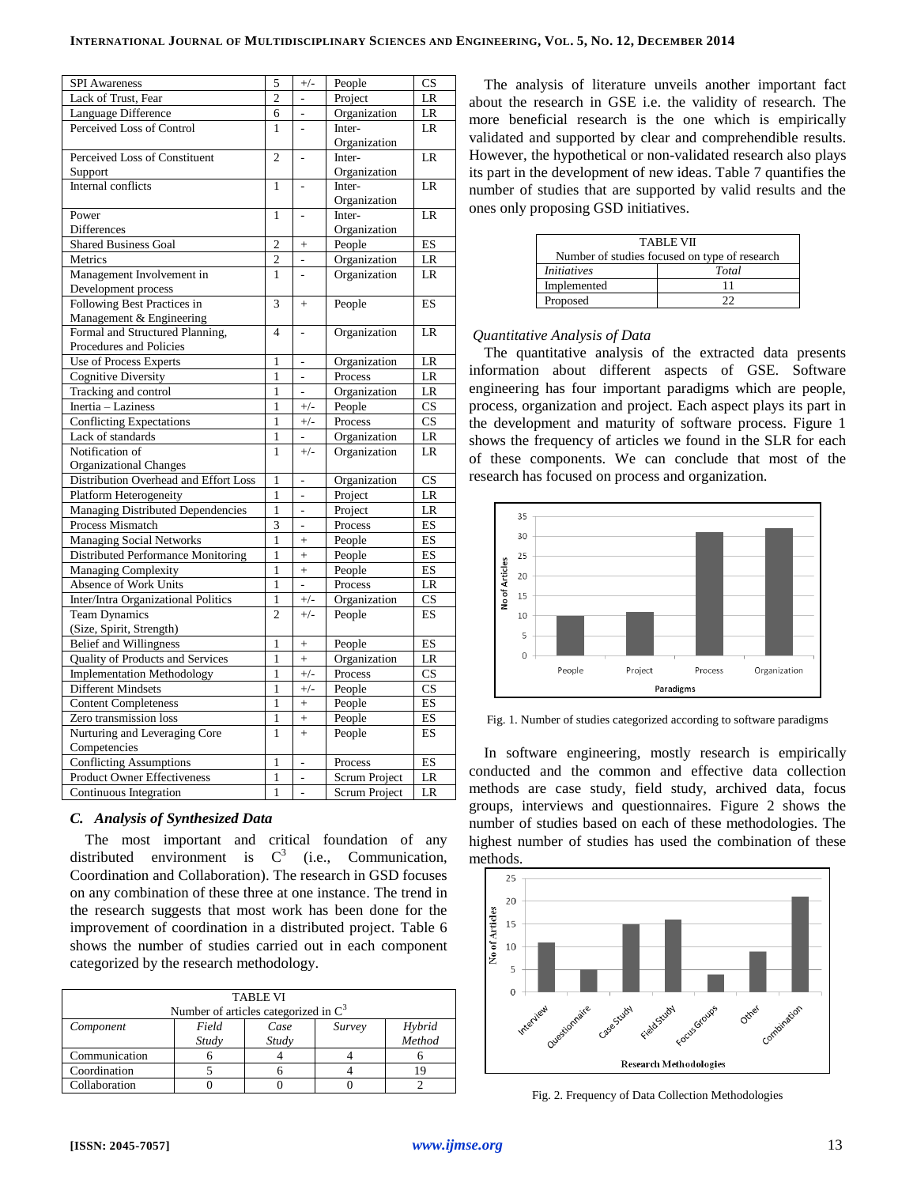| SPI Awareness | 5 | +/- | People | CS |
|---|---|---|---|---|
| Lack of Trust, Fear | 2 | - | Project | LR |
| Language Difference | 6 | - | Organization | LR |
| Perceived Loss of Control | 1 | - | Inter-Organization | LR |
| Perceived Loss of Constituent Support | 2 | - | Inter-Organization | LR |
| Internal conflicts | 1 | - | Inter-Organization | LR |
| Power Differences | 1 | - | Inter-Organization | LR |
| Shared Business Goal | 2 | + | People | ES |
| Metrics | 2 | - | Organization | LR |
| Management Involvement in Development process | 1 | - | Organization | LR |
| Following Best Practices in Management & Engineering | 3 | + | People | ES |
| Formal and Structured Planning, Procedures and Policies | 4 | - | Organization | LR |
| Use of Process Experts | 1 | - | Organization | LR |
| Cognitive Diversity | 1 | - | Process | LR |
| Tracking and control | 1 | - | Organization | LR |
| Inertia – Laziness | 1 | +/- | People | CS |
| Conflicting Expectations | 1 | +/- | Process | CS |
| Lack of standards | 1 | - | Organization | LR |
| Notification of Organizational Changes | 1 | +/- | Organization | LR |
| Distribution Overhead and Effort Loss | 1 | - | Organization | CS |
| Platform Heterogeneity | 1 | - | Project | LR |
| Managing Distributed Dependencies | 1 | - | Project | LR |
| Process Mismatch | 3 | - | Process | ES |
| Managing Social Networks | 1 | + | People | ES |
| Distributed Performance Monitoring | 1 | + | People | ES |
| Managing Complexity | 1 | + | People | ES |
| Absence of Work Units | 1 | - | Process | LR |
| Inter/Intra Organizational Politics | 1 | +/- | Organization | CS |
| Team Dynamics (Size, Spirit, Strength) | 2 | +/- | People | ES |
| Belief and Willingness | 1 | + | People | ES |
| Quality of Products and Services | 1 | + | Organization | LR |
| Implementation Methodology | 1 | +/- | Process | CS |
| Different Mindsets | 1 | +/- | People | CS |
| Content Completeness | 1 | + | People | ES |
| Zero transmission loss | 1 | + | People | ES |
| Nurturing and Leveraging Core Competencies | 1 | + | People | ES |
| Conflicting Assumptions | 1 | - | Process | ES |
| Product Owner Effectiveness | 1 | - | Scrum Project | LR |
| Continuous Integration | 1 | - | Scrum Project | LR |

### *C. Analysis of Synthesized Data*

The most important and critical foundation of any distributed environment is $C^3$ (i.e., Communication, Coordination and Collaboration). The research in GSD focuses on any combination of these three at one instance. The trend in the research suggests that most work has been done for the improvement of coordination in a distributed project. Table 6 shows the number of studies carried out in each component categorized by the research methodology.

TABLE VI
Number of articles categorized in $C^3$

| *Component* | *Field Study* | *Case Study* | *Survey* | *Hybrid Method* |
|---|---|---|---|---|
| Communication | 6 | 4 | 4 | 6 |
| Coordination | 5 | 6 | 4 | 19 |
| Collaboration | 0 | 0 | 0 | 2 |

The analysis of literature unveils another important fact about the research in GSE i.e. the validity of research. The more beneficial research is the one which is empirically validated and supported by clear and comprehendible results. However, the hypothetical or non-validated research also plays its part in the development of new ideas. Table 7 quantifies the number of studies that are supported by valid results and the ones only proposing GSD initiatives.

TABLE VII
Number of studies focused on type of research

| *Initiatives* | *Total* |
|---|---|
| Implemented | 11 |
| Proposed | 22 |

*Quantitative Analysis of Data*

The quantitative analysis of the extracted data presents information about different aspects of GSE. Software engineering has four important paradigms which are people, process, organization and project. Each aspect plays its part in the development and maturity of software process. Figure 1 shows the frequency of articles we found in the SLR for each of these components. We can conclude that most of the research has focused on process and organization.

Fig. 1. Number of studies categorized according to software paradigms

In software engineering, mostly research is empirically conducted and the common and effective data collection methods are case study, field study, archived data, focus groups, interviews and questionnaires. Figure 2 shows the number of studies based on each of these methodologies. The highest number of studies has used the combination of these methods.

Fig. 2. Frequency of Data Collection Methodologies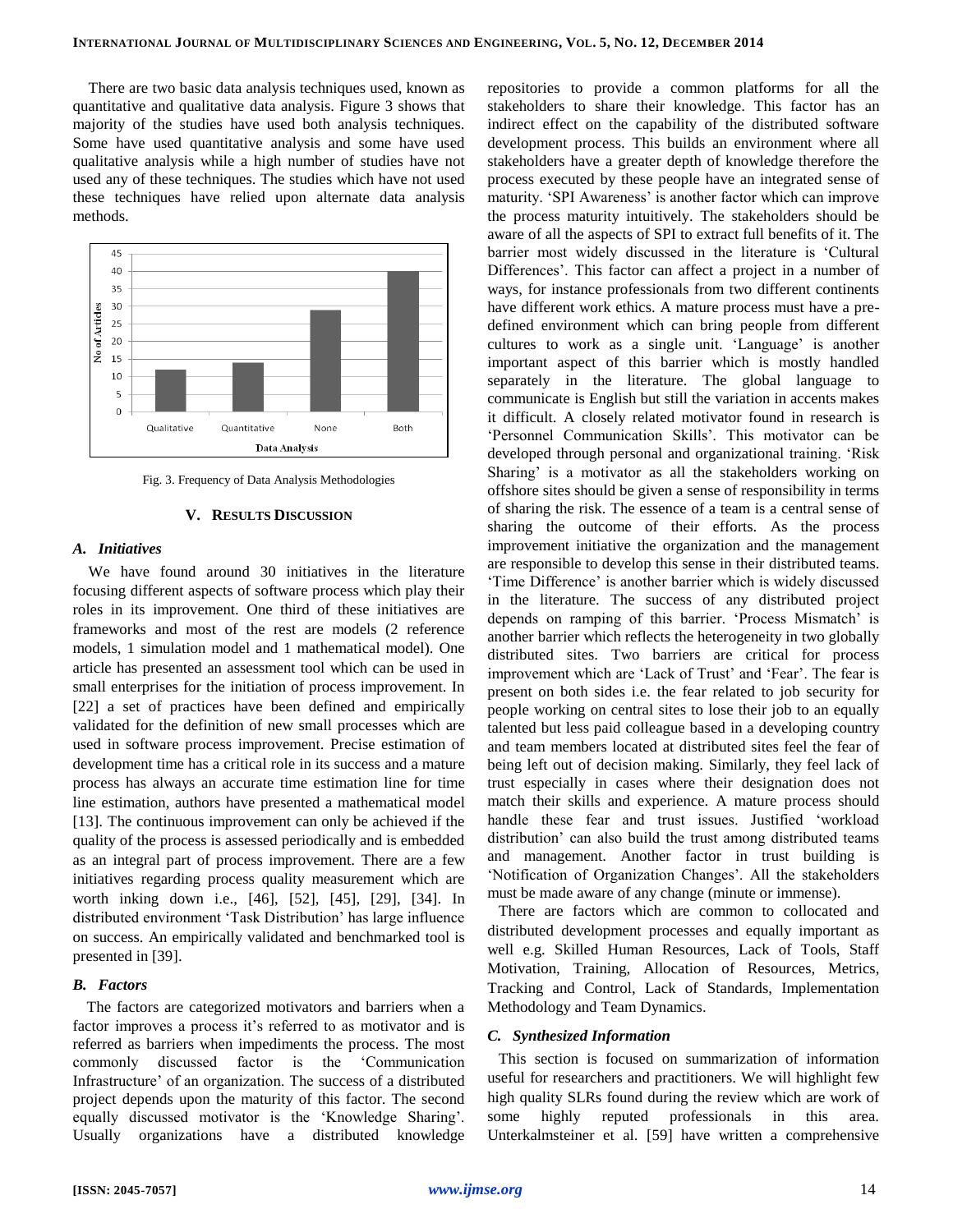There are two basic data analysis techniques used, known as quantitative and qualitative data analysis. Figure 3 shows that majority of the studies have used both analysis techniques. Some have used quantitative analysis and some have used qualitative analysis while a high number of studies have not used any of these techniques. The studies which have not used these techniques have relied upon alternate data analysis methods.

Fig. 3. Frequency of Data Analysis Methodologies

## V. RESULTS DISCUSSION

### A. Initiatives

We have found around 30 initiatives in the literature focusing different aspects of software process which play their roles in its improvement. One third of these initiatives are frameworks and most of the rest are models (2 reference models, 1 simulation model and 1 mathematical model). One article has presented an assessment tool which can be used in small enterprises for the initiation of process improvement. In [22] a set of practices have been defined and empirically validated for the definition of new small processes which are used in software process improvement. Precise estimation of development time has a critical role in its success and a mature process has always an accurate time estimation line for time line estimation, authors have presented a mathematical model [13]. The continuous improvement can only be achieved if the quality of the process is assessed periodically and is embedded as an integral part of process improvement. There are a few initiatives regarding process quality measurement which are worth inking down i.e., [46], [52], [45], [29], [34]. In distributed environment 'Task Distribution' has large influence on success. An empirically validated and benchmarked tool is presented in [39].

### B. Factors

The factors are categorized motivators and barriers when a factor improves a process it's referred to as motivator and is referred as barriers when impediments the process. The most commonly discussed factor is the 'Communication Infrastructure' of an organization. The success of a distributed project depends upon the maturity of this factor. The second equally discussed motivator is the 'Knowledge Sharing'. Usually organizations have a distributed knowledge repositories to provide a common platforms for all the stakeholders to share their knowledge. This factor has an indirect effect on the capability of the distributed software development process. This builds an environment where all stakeholders have a greater depth of knowledge therefore the process executed by these people have an integrated sense of maturity. 'SPI Awareness' is another factor which can improve the process maturity intuitively. The stakeholders should be aware of all the aspects of SPI to extract full benefits of it. The barrier most widely discussed in the literature is 'Cultural Differences'. This factor can affect a project in a number of ways, for instance professionals from two different continents have different work ethics. A mature process must have a pre-defined environment which can bring people from different cultures to work as a single unit. 'Language' is another important aspect of this barrier which is mostly handled separately in the literature. The global language to communicate is English but still the variation in accents makes it difficult. A closely related motivator found in research is 'Personnel Communication Skills'. This motivator can be developed through personal and organizational training. 'Risk Sharing' is a motivator as all the stakeholders working on offshore sites should be given a sense of responsibility in terms of sharing the risk. The essence of a team is a central sense of sharing the outcome of their efforts. As the process improvement initiative the organization and the management are responsible to develop this sense in their distributed teams. 'Time Difference' is another barrier which is widely discussed in the literature. The success of any distributed project depends on ramping of this barrier. 'Process Mismatch' is another barrier which reflects the heterogeneity in two globally distributed sites. Two barriers are critical for process improvement which are 'Lack of Trust' and 'Fear'. The fear is present on both sides i.e. the fear related to job security for people working on central sites to lose their job to an equally talented but less paid colleague based in a developing country and team members located at distributed sites feel the fear of being left out of decision making. Similarly, they feel lack of trust especially in cases where their designation does not match their skills and experience. A mature process should handle these fear and trust issues. Justified 'workload distribution' can also build the trust among distributed teams and management. Another factor in trust building is 'Notification of Organization Changes'. All the stakeholders must be made aware of any change (minute or immense).

There are factors which are common to collocated and distributed development processes and equally important as well e.g. Skilled Human Resources, Lack of Tools, Staff Motivation, Training, Allocation of Resources, Metrics, Tracking and Control, Lack of Standards, Implementation Methodology and Team Dynamics.

### C. Synthesized Information

This section is focused on summarization of information useful for researchers and practitioners. We will highlight few high quality SLRs found during the review which are work of some highly reputed professionals in this area. Unterkalmsteiner et al. [59] have written a comprehensive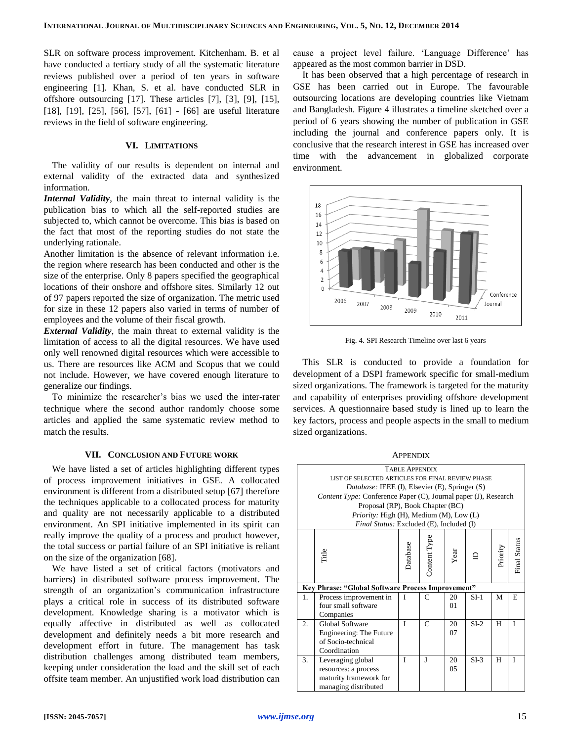SLR on software process improvement. Kitchenham. B. et al have conducted a tertiary study of all the systematic literature reviews published over a period of ten years in software engineering [1]. Khan, S. et al. have conducted SLR in offshore outsourcing [17]. These articles [7], [3], [9], [15], [18], [19], [25], [56], [57], [61] - [66] are useful literature reviews in the field of software engineering.

## VI. Limitations

The validity of our results is dependent on internal and external validity of the extracted data and synthesized information.

***Internal Validity***, the main threat to internal validity is the publication bias to which all the self-reported studies are subjected to, which cannot be overcome. This bias is based on the fact that most of the reporting studies do not state the underlying rationale.

Another limitation is the absence of relevant information i.e. the region where research has been conducted and other is the size of the enterprise. Only 8 papers specified the geographical locations of their onshore and offshore sites. Similarly 12 out of 97 papers reported the size of organization. The metric used for size in these 12 papers also varied in terms of number of employees and the volume of their fiscal growth.

***External Validity***, the main threat to external validity is the limitation of access to all the digital resources. We have used only well renowned digital resources which were accessible to us. There are resources like ACM and Scopus that we could not include. However, we have covered enough literature to generalize our findings.

To minimize the researcher's bias we used the inter-rater technique where the second author randomly choose some articles and applied the same systematic review method to match the results.

## VII. Conclusion and Future work

We have listed a set of articles highlighting different types of process improvement initiatives in GSE. A collocated environment is different from a distributed setup [67] therefore the techniques applicable to a collocated process for maturity and quality are not necessarily applicable to a distributed environment. An SPI initiative implemented in its spirit can really improve the quality of a process and product however, the total success or partial failure of an SPI initiative is reliant on the size of the organization [68].

We have listed a set of critical factors (motivators and barriers) in distributed software process improvement. The strength of an organization's communication infrastructure plays a critical role in success of its distributed software development. Knowledge sharing is a motivator which is equally affective in distributed as well as collocated development and definitely needs a bit more research and development effort in future. The management has task distribution challenges among distributed team members, keeping under consideration the load and the skill set of each offsite team member. An unjustified work load distribution can cause a project level failure. 'Language Difference' has appeared as the most common barrier in DSD.

It has been observed that a high percentage of research in GSE has been carried out in Europe. The favourable outsourcing locations are developing countries like Vietnam and Bangladesh. Figure 4 illustrates a timeline sketched over a period of 6 years showing the number of publication in GSE including the journal and conference papers only. It is conclusive that the research interest in GSE has increased over time with the advancement in globalized corporate environment.

Fig. 4. SPI Research Timeline over last 6 years

This SLR is conducted to provide a foundation for development of a DSPI framework specific for small-medium sized organizations. The framework is targeted for the maturity and capability of enterprises providing offshore development services. A questionnaire based study is lined up to learn the key factors, process and people aspects in the small to medium sized organizations.

## Appendix

Table Appendix
List of Selected Articles for Final Review Phase
*Database:* IEEE (I), Elsevier (E), Springer (S)
*Content Type:* Conference Paper (C), Journal paper (J), Research Proposal (RP), Book Chapter (BC)
*Priority:* High (H), Medium (M), Low (L)
*Final Status:* Excluded (E), Included (I)

| | Title | Database | Content Type | Year | ID | Priority | Final Status |
|---|---|---|---|---|---|---|---|
| **Key Phrase: "Global Software Process Improvement"** | | | | | | | |
| 1. | Process improvement in four small software Companies | I | C | 2001 | SI-1 | M | E |
| 2. | Global Software Engineering: The Future of Socio-technical Coordination | I | C | 2007 | SI-2 | H | I |
| 3. | Leveraging global resources: a process maturity framework for managing distributed | I | J | 2005 | SI-3 | H | I |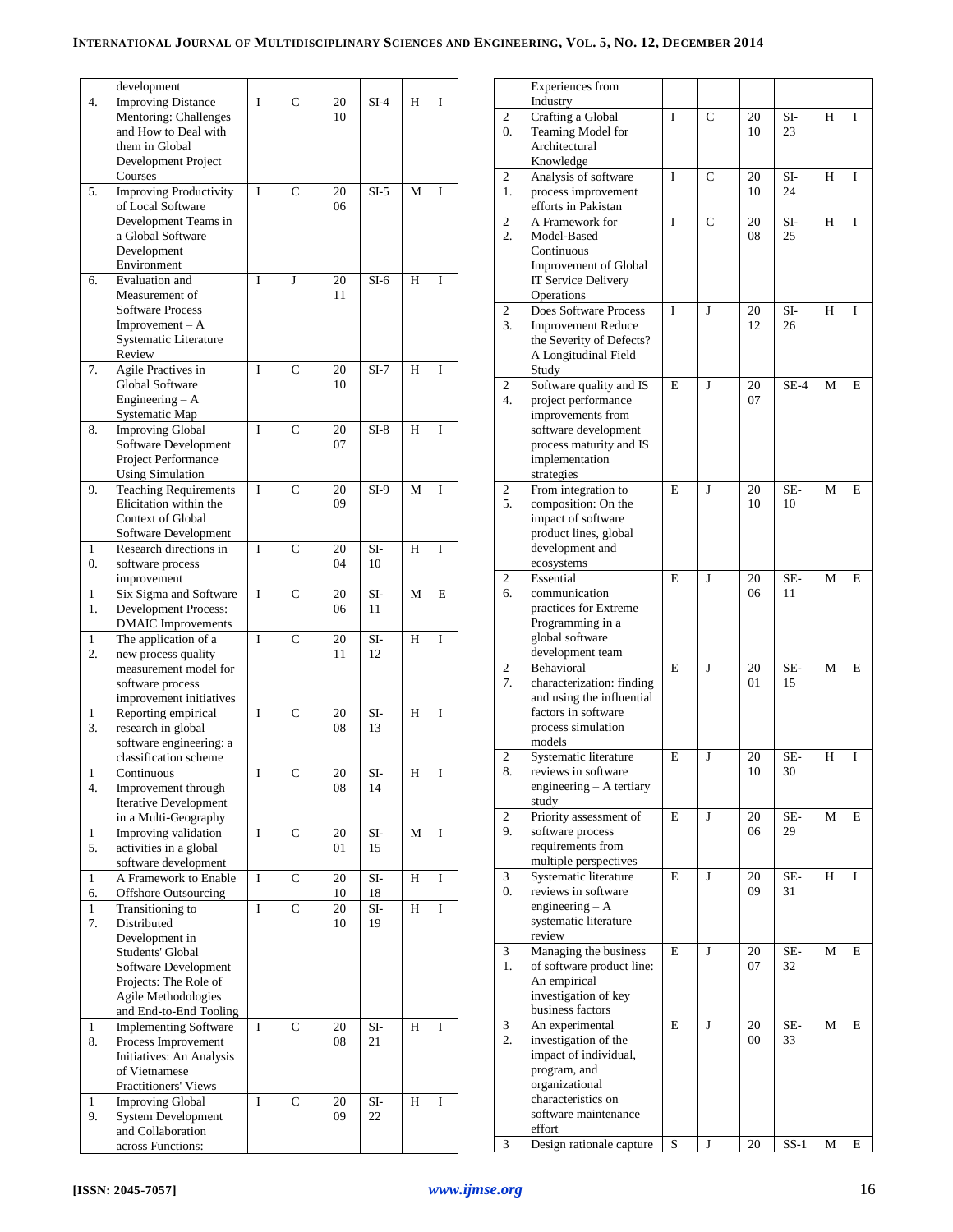| | development | | | | | | |
|---|---|---|---|---|---|---|---|
| 4. | Improving Distance Mentoring: Challenges and How to Deal with them in Global Development Project Courses | I | C | 2010 | SI-4 | H | I |
| 5. | Improving Productivity of Local Software Development Teams in a Global Software Development Environment | I | C | 2006 | SI-5 | M | I |
| 6. | Evaluation and Measurement of Software Process Improvement – A Systematic Literature Review | I | J | 2011 | SI-6 | H | I |
| 7. | Agile Practives in Global Software Engineering – A Systematic Map | I | C | 2010 | SI-7 | H | I |
| 8. | Improving Global Software Development Project Performance Using Simulation | I | C | 2007 | SI-8 | H | I |
| 9. | Teaching Requirements Elicitation within the Context of Global Software Development | I | C | 2009 | SI-9 | M | I |
| 10. | Research directions in software process improvement | I | C | 2004 | SI-10 | H | I |
| 11. | Six Sigma and Software Development Process: DMAIC Improvements | I | C | 2006 | SI-11 | M | E |
| 12. | The application of a new process quality measurement model for software process improvement initiatives | I | C | 2011 | SI-12 | H | I |
| 13. | Reporting empirical research in global software engineering: a classification scheme | I | C | 2008 | SI-13 | H | I |
| 14. | Continuous Improvement through Iterative Development in a Multi-Geography | I | C | 2008 | SI-14 | H | I |
| 15. | Improving validation activities in a global software development | I | C | 2001 | SI-15 | M | I |
| 16. | A Framework to Enable Offshore Outsourcing | I | C | 2010 | SI-18 | H | I |
| 17. | Transitioning to Distributed Development in Students' Global Software Development Projects: The Role of Agile Methodologies and End-to-End Tooling | I | C | 2010 | SI-19 | H | I |
| 18. | Implementing Software Process Improvement Initiatives: An Analysis of Vietnamese Practitioners' Views | I | C | 2008 | SI-21 | H | I |
| 19. | Improving Global System Development and Collaboration across Functions: Experiences from Industry | I | C | 2009 | SI-22 | H | I |
| 20. | Crafting a Global Teaming Model for Architectural Knowledge | I | C | 2010 | SI-23 | H | I |
| 21. | Analysis of software process improvement efforts in Pakistan | I | C | 2010 | SI-24 | H | I |
| 22. | A Framework for Model-Based Continuous Improvement of Global IT Service Delivery Operations | I | C | 2008 | SI-25 | H | I |
| 23. | Does Software Process Improvement Reduce the Severity of Defects? A Longitudinal Field Study | I | J | 2012 | SI-26 | H | I |
| 24. | Software quality and IS project performance improvements from software development process maturity and IS implementation strategies | E | J | 2007 | SE-4 | M | E |
| 25. | From integration to composition: On the impact of software product lines, global development and ecosystems | E | J | 2010 | SE-10 | M | E |
| 26. | Essential communication practices for Extreme Programming in a global software development team | E | J | 2006 | SE-11 | M | E |
| 27. | Behavioral characterization: finding and using the influential factors in software process simulation models | E | J | 2001 | SE-15 | M | E |
| 28. | Systematic literature reviews in software engineering – A tertiary study | E | J | 2010 | SE-30 | H | I |
| 29. | Priority assessment of software process requirements from multiple perspectives | E | J | 2006 | SE-29 | M | E |
| 30. | Systematic literature reviews in software engineering – A systematic literature review | E | J | 2009 | SE-31 | H | I |
| 31. | Managing the business of software product line: An empirical investigation of key business factors | E | J | 2007 | SE-32 | M | E |
| 32. | An experimental investigation of the impact of individual, program, and organizational characteristics on software maintenance effort | E | J | 2000 | SE-33 | M | E |
| 3 | Design rationale capture | S | J | 20 | SS-1 | M | E |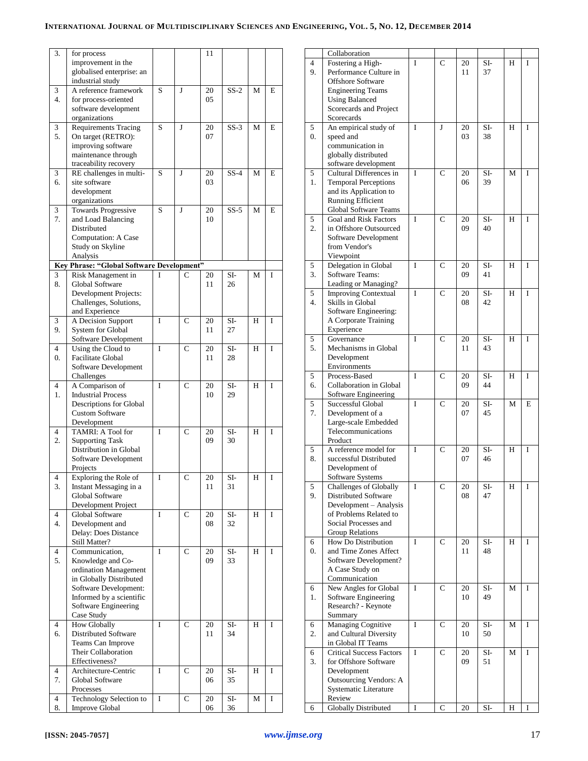| | | | | | | | |
|---|---|---|---|---|---|---|---|
| 33. | for process improvement in the globalised enterprise: an industrial study | | | 2011 | | | |
| 34. | A reference framework for process-oriented software development organizations | S | J | 2005 | SS-2 | M | E |
| 35. | Requirements Tracing On target (RETRO): improving software maintenance through traceability recovery | S | J | 2007 | SS-3 | M | E |
| 36. | RE challenges in multi-site software development organizations | S | J | 2003 | SS-4 | M | E |
| 37. | Towards Progressive and Load Balancing Distributed Computation: A Case Study on Skyline Analysis | S | J | 2010 | SS-5 | M | E |
| **Key Phrase: "Global Software Development"** | | | | | | | |
| 38. | Risk Management in Global Software Development Projects: Challenges, Solutions, and Experience | I | C | 2011 | SI-26 | M | I |
| 39. | A Decision Support System for Global Software Development | I | C | 2011 | SI-27 | H | I |
| 40. | Using the Cloud to Facilitate Global Software Development Challenges | I | C | 2011 | SI-28 | H | I |
| 41. | A Comparison of Industrial Process Descriptions for Global Custom Software Development | I | C | 2010 | SI-29 | H | I |
| 42. | TAMRI: A Tool for Supporting Task Distribution in Global Software Development Projects | I | C | 2009 | SI-30 | H | I |
| 43. | Exploring the Role of Instant Messaging in a Global Software Development Project | I | C | 2011 | SI-31 | H | I |
| 44. | Global Software Development and Delay: Does Distance Still Matter? | I | C | 2008 | SI-32 | H | I |
| 45. | Communication, Knowledge and Co-ordination Management in Globally Distributed Software Development: Informed by a scientific Software Engineering Case Study | I | C | 2009 | SI-33 | H | I |
| 46. | How Globally Distributed Software Teams Can Improve Their Collaboration Effectiveness? | I | C | 2011 | SI-34 | H | I |
| 47. | Architecture-Centric Global Software Processes | I | C | 2006 | SI-35 | H | I |
| 48. | Technology Selection to Improve Global Collaboration | I | C | 2006 | SI-36 | M | I |
| 49. | Fostering a High-Performance Culture in Offshore Software Engineering Teams Using Balanced Scorecards and Project Scorecards | I | C | 2011 | SI-37 | H | I |
| 50. | An empirical study of speed and communication in globally distributed software development | I | J | 2003 | SI-38 | H | I |
| 51. | Cultural Differences in Temporal Perceptions and its Application to Running Efficient Global Software Teams | I | C | 2006 | SI-39 | M | I |
| 52. | Goal and Risk Factors in Offshore Outsourced Software Development from Vendor's Viewpoint | I | C | 2009 | SI-40 | H | I |
| 53. | Delegation in Global Software Teams: Leading or Managing? | I | C | 2009 | SI-41 | H | I |
| 54. | Improving Contextual Skills in Global Software Engineering: A Corporate Training Experience | I | C | 2008 | SI-42 | H | I |
| 55. | Governance Mechanisms in Global Development Environments | I | C | 2011 | SI-43 | H | I |
| 56. | Process-Based Collaboration in Global Software Engineering | I | C | 2009 | SI-44 | H | I |
| 57. | Successful Global Development of a Large-scale Embedded Telecommunications Product | I | C | 2007 | SI-45 | M | E |
| 58. | A reference model for successful Distributed Development of Software Systems | I | C | 2007 | SI-46 | H | I |
| 59. | Challenges of Globally Distributed Software Development – Analysis of Problems Related to Social Processes and Group Relations | I | C | 2008 | SI-47 | H | I |
| 60. | How Do Distribution and Time Zones Affect Software Development? A Case Study on Communication | I | C | 2011 | SI-48 | H | I |
| 61. | New Angles for Global Software Engineering Research? - Keynote Summary | I | C | 2010 | SI-49 | M | I |
| 62. | Managing Cognitive and Cultural Diversity in Global IT Teams | I | C | 2010 | SI-50 | M | I |
| 63. | Critical Success Factors for Offshore Software Development Outsourcing Vendors: A Systematic Literature Review | I | C | 2009 | SI-51 | M | I |
| 6 | Globally Distributed | I | C | 20 | SI- | H | I |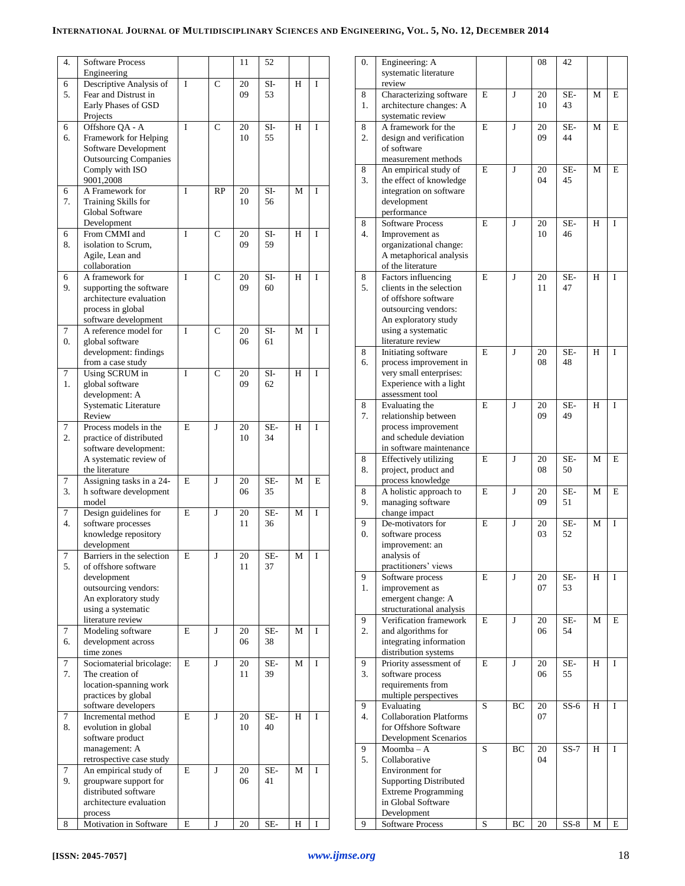| | | | | | | | |
|---|---|---|---|---|---|---|---|
| 64. | Software Process Engineering | | | 11 | 52 | | |
| 65. | Descriptive Analysis of Fear and Distrust in Early Phases of GSD Projects | I | C | 2009 | SI-53 | H | I |
| 66. | Offshore QA - A Framework for Helping Software Development Outsourcing Companies Comply with ISO 9001,2008 | I | C | 2010 | SI-55 | H | I |
| 67. | A Framework for Training Skills for Global Software Development | I | RP | 2010 | SI-56 | M | I |
| 68. | From CMMI and isolation to Scrum, Agile, Lean and collaboration | I | C | 2009 | SI-59 | H | I |
| 69. | A framework for supporting the software architecture evaluation process in global software development | I | C | 2009 | SI-60 | H | I |
| 70. | A reference model for global software development: findings from a case study | I | C | 2006 | SI-61 | M | I |
| 71. | Using SCRUM in global software development: A Systematic Literature Review | I | C | 2009 | SI-62 | H | I |
| 72. | Process models in the practice of distributed software development: A systematic review of the literature | E | J | 2010 | SE-34 | H | I |
| 73. | Assigning tasks in a 24-h software development model | E | J | 2006 | SE-35 | M | E |
| 74. | Design guidelines for software processes knowledge repository development | E | J | 2011 | SE-36 | M | I |
| 75. | Barriers in the selection of offshore software development outsourcing vendors: An exploratory study using a systematic literature review | E | J | 2011 | SE-37 | M | I |
| 76. | Modeling software development across time zones | E | J | 2006 | SE-38 | M | I |
| 77. | Sociomaterial bricolage: The creation of location-spanning work practices by global software developers | E | J | 2011 | SE-39 | M | I |
| 78. | Incremental method evolution in global software product management: A retrospective case study | E | J | 2010 | SE-40 | H | I |
| 79. | An empirical study of groupware support for distributed software architecture evaluation process | E | J | 2006 | SE-41 | M | I |
| 80. | Motivation in Software Engineering: A systematic literature review | E | J | 2008 | SE-42 | H | I |
| 81. | Characterizing software architecture changes: A systematic review | E | J | 2010 | SE-43 | M | E |
| 82. | A framework for the design and verification of software measurement methods | E | J | 2009 | SE-44 | M | E |
| 83. | An empirical study of the effect of knowledge integration on software development performance | E | J | 2004 | SE-45 | M | E |
| 84. | Software Process Improvement as organizational change: A metaphorical analysis of the literature | E | J | 2010 | SE-46 | H | I |
| 85. | Factors influencing clients in the selection of offshore software outsourcing vendors: An exploratory study using a systematic literature review | E | J | 2011 | SE-47 | H | I |
| 86. | Initiating software process improvement in very small enterprises: Experience with a light assessment tool | E | J | 2008 | SE-48 | H | I |
| 87. | Evaluating the relationship between process improvement and schedule deviation in software maintenance | E | J | 2009 | SE-49 | H | I |
| 88. | Effectively utilizing project, product and process knowledge | E | J | 2008 | SE-50 | M | E |
| 89. | A holistic approach to managing software change impact | E | J | 2009 | SE-51 | M | E |
| 90. | De-motivators for software process improvement: an analysis of practitioners' views | E | J | 2003 | SE-52 | M | I |
| 91. | Software process improvement as emergent change: A structurational analysis | E | J | 2007 | SE-53 | H | I |
| 92. | Verification framework and algorithms for integrating information distribution systems | E | J | 2006 | SE-54 | M | E |
| 93. | Priority assessment of software process requirements from multiple perspectives | E | J | 2006 | SE-55 | H | I |
| 94. | Evaluating Collaboration Platforms for Offshore Software Development Scenarios | S | BC | 2007 | SS-6 | H | I |
| 95. | Moomba – A Collaborative Environment for Supporting Distributed Extreme Programming in Global Software Development | S | BC | 2004 | SS-7 | H | I |
| 96. | Software Process | S | BC | 20 | SS-8 | M | E |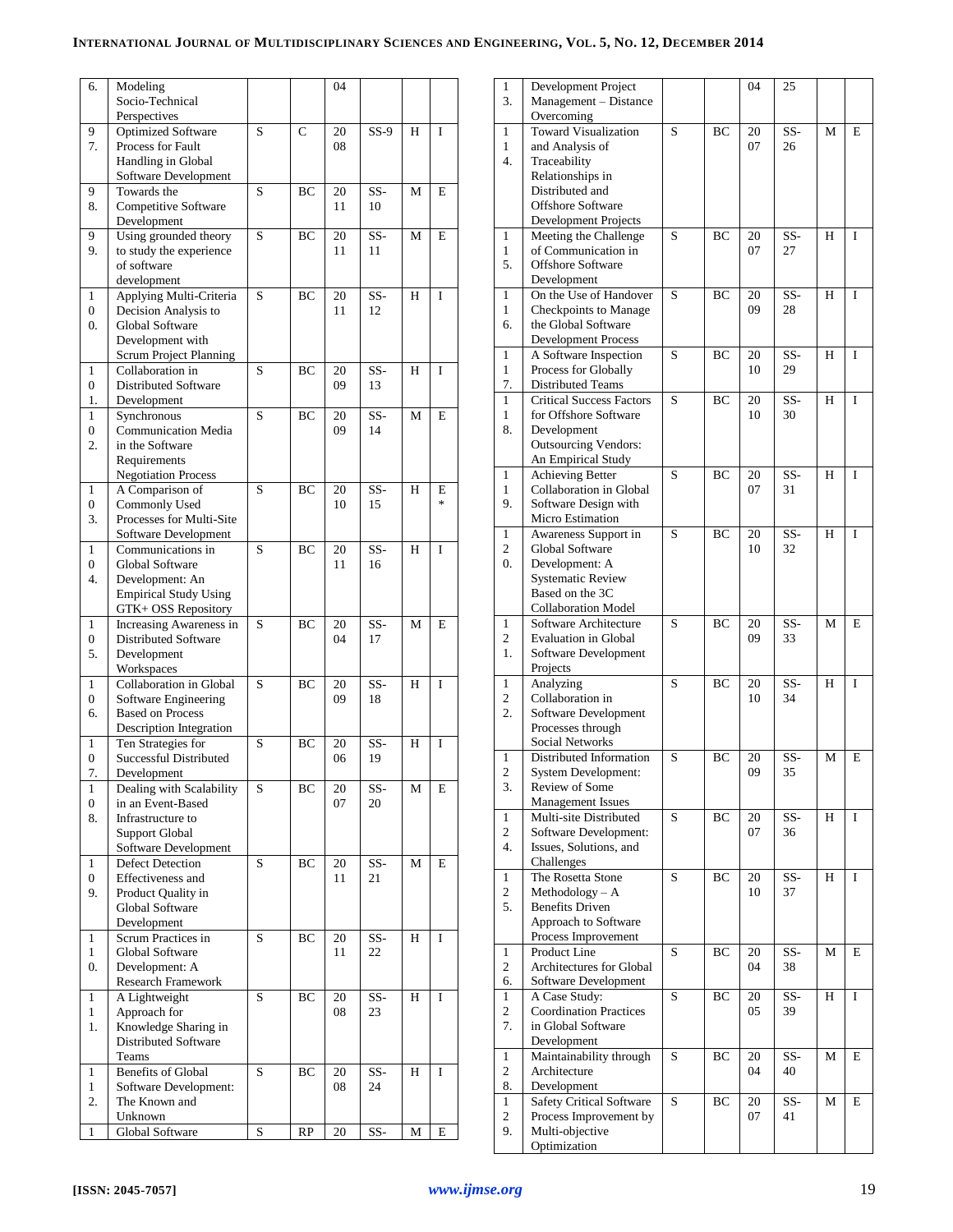| | | | | | | | |
|---|---|---|---|---|---|---|---|
| 6. | Modeling Socio-Technical Perspectives | | | 04 | | | |
| 97. | Optimized Software Process for Fault Handling in Global Software Development | S | C | 2008 | SS-9 | H | I |
| 98. | Towards the Competitive Software Development | S | BC | 2011 | SS-10 | M | E |
| 99. | Using grounded theory to study the experience of software development | S | BC | 2011 | SS-11 | M | E |
| 100. | Applying Multi-Criteria Decision Analysis to Global Software Development with Scrum Project Planning | S | BC | 2011 | SS-12 | H | I |
| 101. | Collaboration in Distributed Software Development | S | BC | 2009 | SS-13 | H | I |
| 102. | Synchronous Communication Media in the Software Requirements Negotiation Process | S | BC | 2009 | SS-14 | M | E |
| 103. | A Comparison of Commonly Used Processes for Multi-Site Software Development | S | BC | 2010 | SS-15 | H | E * |
| 104. | Communications in Global Software Development: An Empirical Study Using GTK+ OSS Repository | S | BC | 2011 | SS-16 | H | I |
| 105. | Increasing Awareness in Distributed Software Development Workspaces | S | BC | 2004 | SS-17 | M | E |
| 106. | Collaboration in Global Software Engineering Based on Process Description Integration | S | BC | 2009 | SS-18 | H | I |
| 107. | Ten Strategies for Successful Distributed Development | S | BC | 2006 | SS-19 | H | I |
| 108. | Dealing with Scalability in an Event-Based Infrastructure to Support Global Software Development | S | BC | 2007 | SS-20 | M | E |
| 109. | Defect Detection Effectiveness and Product Quality in Global Software Development | S | BC | 2011 | SS-21 | M | E |
| 110. | Scrum Practices in Global Software Development: A Research Framework | S | BC | 2011 | SS-22 | H | I |
| 111. | A Lightweight Approach for Knowledge Sharing in Distributed Software Teams | S | BC | 2008 | SS-23 | H | I |
| 112. | Benefits of Global Software Development: The Known and Unknown | S | BC | 2008 | SS-24 | H | I |
| 113. | Global Software Development Project Management – Distance Overcoming | S | RP | 2004 | SS-25 | M | E |
| 114. | Toward Visualization and Analysis of Traceability Relationships in Distributed and Offshore Software Development Projects | S | BC | 2007 | SS-26 | M | E |
| 115. | Meeting the Challenge of Communication in Offshore Software Development | S | BC | 2007 | SS-27 | H | I |
| 116. | On the Use of Handover Checkpoints to Manage the Global Software Development Process | S | BC | 2009 | SS-28 | H | I |
| 117. | A Software Inspection Process for Globally Distributed Teams | S | BC | 2010 | SS-29 | H | I |
| 118. | Critical Success Factors for Offshore Software Development Outsourcing Vendors: An Empirical Study | S | BC | 2010 | SS-30 | H | I |
| 119. | Achieving Better Collaboration in Global Software Design with Micro Estimation | S | BC | 2007 | SS-31 | H | I |
| 120. | Awareness Support in Global Software Development: A Systematic Review Based on the 3C Collaboration Model | S | BC | 2010 | SS-32 | H | I |
| 121. | Software Architecture Evaluation in Global Software Development Projects | S | BC | 2009 | SS-33 | M | E |
| 122. | Analyzing Collaboration in Software Development Processes through Social Networks | S | BC | 2010 | SS-34 | H | I |
| 123. | Distributed Information System Development: Review of Some Management Issues | S | BC | 2009 | SS-35 | M | E |
| 124. | Multi-site Distributed Software Development: Issues, Solutions, and Challenges | S | BC | 2007 | SS-36 | H | I |
| 125. | The Rosetta Stone Methodology – A Benefits Driven Approach to Software Process Improvement | S | BC | 2010 | SS-37 | H | I |
| 126. | Product Line Architectures for Global Software Development | S | BC | 2004 | SS-38 | M | E |
| 127. | A Case Study: Coordination Practices in Global Software Development | S | BC | 2005 | SS-39 | H | I |
| 128. | Maintainability through Architecture Development | S | BC | 2004 | SS-40 | M | E |
| 129. | Safety Critical Software Process Improvement by Multi-objective Optimization | S | BC | 2007 | SS-41 | M | E |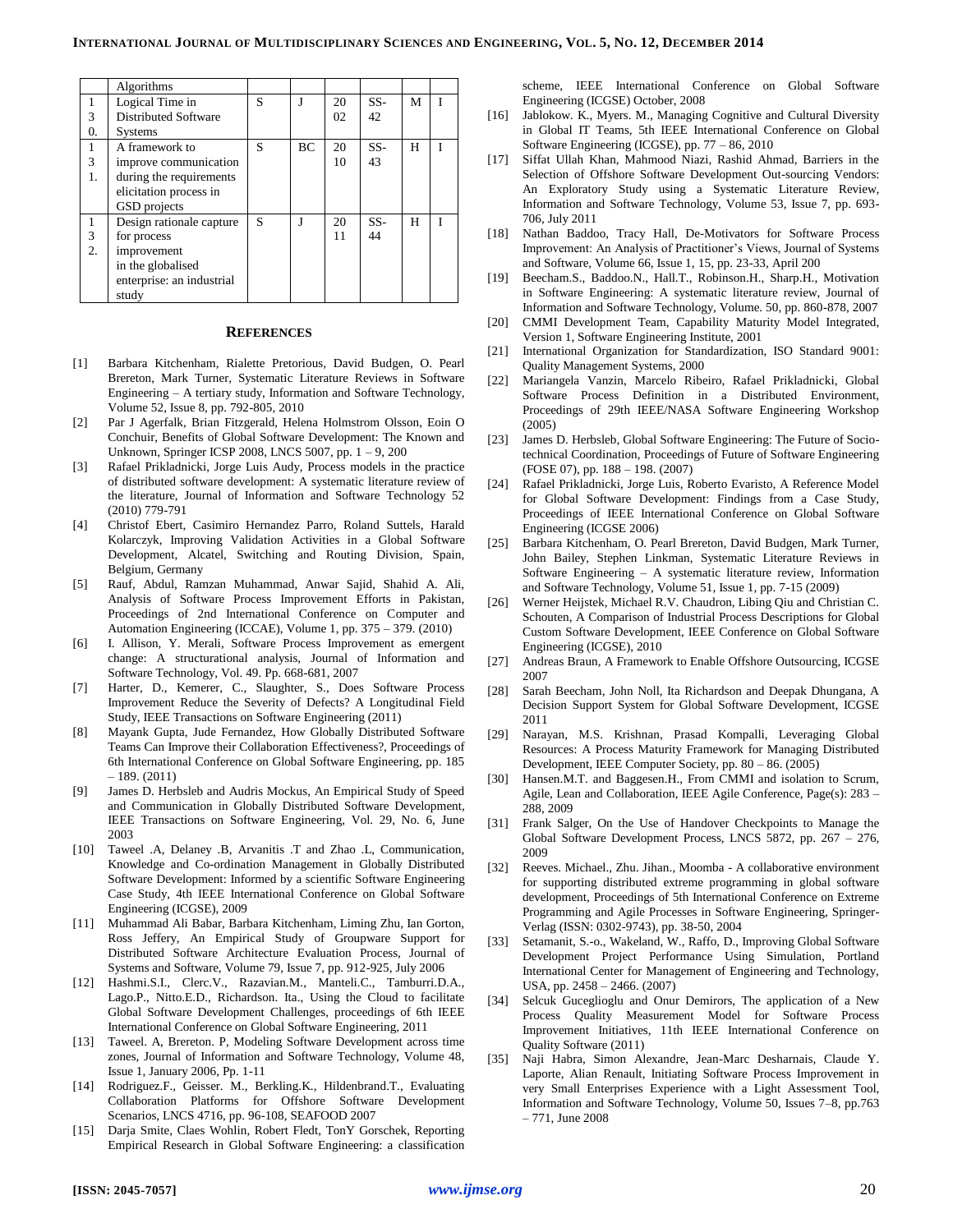|  | Algorithms |  |  |  |  |  |  |
|---|---|---|---|---|---|---|---|
| 130. | Logical Time in Distributed Software Systems | S | J | 2002 | SS-42 | M | I |
| 131. | A framework to improve communication during the requirements elicitation process in GSD projects | S | BC | 2010 | SS-43 | H | I |
| 132. | Design rationale capture for process improvement in the globalised enterprise: an industrial study | S | J | 2011 | SS-44 | H | I |

## REFERENCES

[1] Barbara Kitchenham, Rialette Pretorious, David Budgen, O. Pearl Brereton, Mark Turner, Systematic Literature Reviews in Software Engineering – A tertiary study, Information and Software Technology, Volume 52, Issue 8, pp. 792-805, 2010

[2] Par J Agerfalk, Brian Fitzgerald, Helena Holmstrom Olsson, Eoin O Conchuir, Benefits of Global Software Development: The Known and Unknown, Springer ICSP 2008, LNCS 5007, pp. 1 – 9, 200

[3] Rafael Prikladnicki, Jorge Luis Audy, Process models in the practice of distributed software development: A systematic literature review of the literature, Journal of Information and Software Technology 52 (2010) 779-791

[4] Christof Ebert, Casimiro Hernandez Parro, Roland Suttels, Harald Kolarczyk, Improving Validation Activities in a Global Software Development, Alcatel, Switching and Routing Division, Spain, Belgium, Germany

[5] Rauf, Abdul, Ramzan Muhammad, Anwar Sajid, Shahid A. Ali, Analysis of Software Process Improvement Efforts in Pakistan, Proceedings of 2nd International Conference on Computer and Automation Engineering (ICCAE), Volume 1, pp. 375 – 379. (2010)

[6] I. Allison, Y. Merali, Software Process Improvement as emergent change: A structurational analysis, Journal of Information and Software Technology, Vol. 49. Pp. 668-681, 2007

[7] Harter, D., Kemerer, C., Slaughter, S., Does Software Process Improvement Reduce the Severity of Defects? A Longitudinal Field Study, IEEE Transactions on Software Engineering (2011)

[8] Mayank Gupta, Jude Fernandez, How Globally Distributed Software Teams Can Improve their Collaboration Effectiveness?, Proceedings of 6th International Conference on Global Software Engineering, pp. 185 – 189. (2011)

[9] James D. Herbsleb and Audris Mockus, An Empirical Study of Speed and Communication in Globally Distributed Software Development, IEEE Transactions on Software Engineering, Vol. 29, No. 6, June 2003

[10] Taweel .A, Delaney .B, Arvanitis .T and Zhao .L, Communication, Knowledge and Co-ordination Management in Globally Distributed Software Development: Informed by a scientific Software Engineering Case Study, 4th IEEE International Conference on Global Software Engineering (ICGSE), 2009

[11] Muhammad Ali Babar, Barbara Kitchenham, Liming Zhu, Ian Gorton, Ross Jeffery, An Empirical Study of Groupware Support for Distributed Software Architecture Evaluation Process, Journal of Systems and Software, Volume 79, Issue 7, pp. 912-925, July 2006

[12] Hashmi.S.I., Clerc.V., Razavian.M., Manteli.C., Tamburri.D.A., Lago.P., Nitto.E.D., Richardson. Ita., Using the Cloud to facilitate Global Software Development Challenges, proceedings of 6th IEEE International Conference on Global Software Engineering, 2011

[13] Taweel. A, Brereton. P, Modeling Software Development across time zones, Journal of Information and Software Technology, Volume 48, Issue 1, January 2006, Pp. 1-11

[14] Rodriguez.F., Geisser. M., Berkling.K., Hildenbrand.T., Evaluating Collaboration Platforms for Offshore Software Development Scenarios, LNCS 4716, pp. 96-108, SEAFOOD 2007

[15] Darja Smite, Claes Wohlin, Robert Fledt, TonY Gorschek, Reporting Empirical Research in Global Software Engineering: a classification scheme, IEEE International Conference on Global Software Engineering (ICGSE) October, 2008

[16] Jablokow. K., Myers. M., Managing Cognitive and Cultural Diversity in Global IT Teams, 5th IEEE International Conference on Global Software Engineering (ICGSE), pp. 77 – 86, 2010

[17] Siffat Ullah Khan, Mahmood Niazi, Rashid Ahmad, Barriers in the Selection of Offshore Software Development Out-sourcing Vendors: An Exploratory Study using a Systematic Literature Review, Information and Software Technology, Volume 53, Issue 7, pp. 693-706, July 2011

[18] Nathan Baddoo, Tracy Hall, De-Motivators for Software Process Improvement: An Analysis of Practitioner's Views, Journal of Systems and Software, Volume 66, Issue 1, 15, pp. 23-33, April 200

[19] Beecham.S., Baddoo.N., Hall.T., Robinson.H., Sharp.H., Motivation in Software Engineering: A systematic literature review, Journal of Information and Software Technology, Volume. 50, pp. 860-878, 2007

[20] CMMI Development Team, Capability Maturity Model Integrated, Version 1, Software Engineering Institute, 2001

[21] International Organization for Standardization, ISO Standard 9001: Quality Management Systems, 2000

[22] Mariangela Vanzin, Marcelo Ribeiro, Rafael Prikladnicki, Global Software Process Definition in a Distributed Environment, Proceedings of 29th IEEE/NASA Software Engineering Workshop (2005)

[23] James D. Herbsleb, Global Software Engineering: The Future of Socio-technical Coordination, Proceedings of Future of Software Engineering (FOSE 07), pp. 188 – 198. (2007)

[24] Rafael Prikladnicki, Jorge Luis, Roberto Evaristo, A Reference Model for Global Software Development: Findings from a Case Study, Proceedings of IEEE International Conference on Global Software Engineering (ICGSE 2006)

[25] Barbara Kitchenham, O. Pearl Brereton, David Budgen, Mark Turner, John Bailey, Stephen Linkman, Systematic Literature Reviews in Software Engineering – A systematic literature review, Information and Software Technology, Volume 51, Issue 1, pp. 7-15 (2009)

[26] Werner Heijstek, Michael R.V. Chaudron, Libing Qiu and Christian C. Schouten, A Comparison of Industrial Process Descriptions for Global Custom Software Development, IEEE Conference on Global Software Engineering (ICGSE), 2010

[27] Andreas Braun, A Framework to Enable Offshore Outsourcing, ICGSE 2007

[28] Sarah Beecham, John Noll, Ita Richardson and Deepak Dhungana, A Decision Support System for Global Software Development, ICGSE 2011

[29] Narayan, M.S. Krishnan, Prasad Kompalli, Leveraging Global Resources: A Process Maturity Framework for Managing Distributed Development, IEEE Computer Society, pp. 80 – 86. (2005)

[30] Hansen.M.T. and Baggesen.H., From CMMI and isolation to Scrum, Agile, Lean and Collaboration, IEEE Agile Conference, Page(s): 283 – 288, 2009

[31] Frank Salger, On the Use of Handover Checkpoints to Manage the Global Software Development Process, LNCS 5872, pp. 267 – 276, 2009

[32] Reeves. Michael., Zhu. Jihan., Moomba - A collaborative environment for supporting distributed extreme programming in global software development, Proceedings of 5th International Conference on Extreme Programming and Agile Processes in Software Engineering, Springer-Verlag (ISSN: 0302-9743), pp. 38-50, 2004

[33] Setamanit, S.-o., Wakeland, W., Raffo, D., Improving Global Software Development Project Performance Using Simulation, Portland International Center for Management of Engineering and Technology, USA, pp. 2458 – 2466. (2007)

[34] Selcuk Guceglioglu and Onur Demirors, The application of a New Process Quality Measurement Model for Software Process Improvement Initiatives, 11th IEEE International Conference on Quality Software (2011)

[35] Naji Habra, Simon Alexandre, Jean-Marc Desharnais, Claude Y. Laporte, Alian Renault, Initiating Software Process Improvement in very Small Enterprises Experience with a Light Assessment Tool, Information and Software Technology, Volume 50, Issues 7–8, pp.763 – 771, June 2008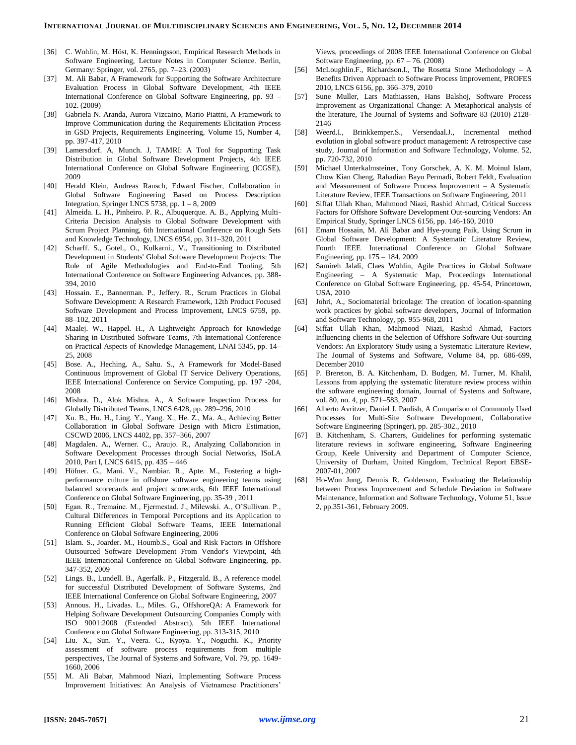[36] C. Wohlin, M. Höst, K. Henningsson, Empirical Research Methods in Software Engineering, Lecture Notes in Computer Science. Berlin, Germany: Springer, vol. 2765, pp. 7–23. (2003)

[37] M. Ali Babar, A Framework for Supporting the Software Architecture Evaluation Process in Global Software Development, 4th IEEE International Conference on Global Software Engineering, pp. 93 – 102. (2009)

[38] Gabriela N. Aranda, Aurora Vizcaino, Mario Piattni, A Framework to Improve Communication during the Requirements Elicitation Process in GSD Projects, Requirements Engineering, Volume 15, Number 4, pp. 397-417, 2010

[39] Lamersdorf. A, Munch. J, TAMRI: A Tool for Supporting Task Distribution in Global Software Development Projects, 4th IEEE International Conference on Global Software Engineering (ICGSE), 2009

[40] Herald Klein, Andreas Rausch, Edward Fischer, Collaboration in Global Software Engineering Based on Process Description Integration, Springer LNCS 5738, pp. 1 – 8, 2009

[41] Almeida. L. H., Pinheiro. P. R., Albuquerque. A. B., Applying Multi-Criteria Decision Analysis to Global Software Development with Scrum Project Planning, 6th International Conference on Rough Sets and Knowledge Technology, LNCS 6954, pp. 311–320, 2011

[42] Scharff. S., Gotel., O., Kulkarni., V., Transitioning to Distributed Development in Students' Global Software Development Projects: The Role of Agile Methodologies and End-to-End Tooling, 5th International Conference on Software Engineering Advances, pp. 388-394, 2010

[43] Hossain. E., Bannerman. P., Jeffery. R., Scrum Practices in Global Software Development: A Research Framework, 12th Product Focused Software Development and Process Improvement, LNCS 6759, pp. 88–102, 2011

[44] Maalej. W., Happel. H., A Lightweight Approach for Knowledge Sharing in Distributed Software Teams, 7th International Conference on Practical Aspects of Knowledge Management, LNAI 5345, pp. 14–25, 2008

[45] Bose. A., Heching. A., Sahu. S., A Framework for Model-Based Continuous Improvement of Global IT Service Delivery Operations, IEEE International Conference on Service Computing, pp. 197 -204, 2008

[46] Mishra. D., Alok Mishra. A., A Software Inspection Process for Globally Distributed Teams, LNCS 6428, pp. 289–296, 2010

[47] Xu. B., Hu. H., Ling. Y., Yang. X., He. Z., Ma. A., Achieving Better Collaboration in Global Software Design with Micro Estimation, CSCWD 2006, LNCS 4402, pp. 357–366, 2007

[48] Magdalen. A., Werner. C., Araujo. R., Analyzing Collaboration in Software Development Processes through Social Networks, ISoLA 2010, Part I, LNCS 6415, pp. 435 – 446

[49] Höfner. G., Mani. V., Nambiar. R., Apte. M., Fostering a high-performance culture in offshore software engineering teams using balanced scorecards and project scorecards, 6th IEEE International Conference on Global Software Engineering, pp. 35-39 , 2011

[50] Egan. R., Tremaine. M., Fjermestad. J., Milewski. A., O'Sullivan. P., Cultural Differences in Temporal Perceptions and its Application to Running Efficient Global Software Teams, IEEE International Conference on Global Software Engineering, 2006

[51] Islam. S., Joarder. M., Houmb.S., Goal and Risk Factors in Offshore Outsourced Software Development From Vendor's Viewpoint, 4th IEEE International Conference on Global Software Engineering, pp. 347-352, 2009

[52] Lings. B., Lundell. B., Agerfalk. P., Fitzgerald. B., A reference model for successful Distributed Development of Software Systems, 2nd IEEE International Conference on Global Software Engineering, 2007

[53] Annous. H., Livadas. L., Miles. G., OffshoreQA: A Framework for Helping Software Development Outsourcing Companies Comply with ISO 9001:2008 (Extended Abstract), 5th IEEE International Conference on Global Software Engineering, pp. 313-315, 2010

[54] Liu. X., Sun. Y., Veera. C., Kyoya. Y., Noguchi. K., Priority assessment of software process requirements from multiple perspectives, The Journal of Systems and Software, Vol. 79, pp. 1649-1660, 2006

[55] M. Ali Babar, Mahmood Niazi, Implementing Software Process Improvement Initiatives: An Analysis of Vietnamese Practitioners' Views, proceedings of 2008 IEEE International Conference on Global Software Engineering, pp. 67 – 76. (2008)

[56] McLoughlin.F., Richardson.I., The Rosetta Stone Methodology – A Benefits Driven Approach to Software Process Improvement, PROFES 2010, LNCS 6156, pp. 366–379, 2010

[57] Sune Muller, Lars Mathiassen, Hans Balshoj, Software Process Improvement as Organizational Change: A Metaphorical analysis of the literature, The Journal of Systems and Software 83 (2010) 2128-2146

[58] Weerd.I., Brinkkemper.S., Versendaal.J., Incremental method evolution in global software product management: A retrospective case study, Journal of Information and Software Technology, Volume. 52, pp. 720-732, 2010

[59] Michael Unterkalmsteiner, Tony Gorschek, A. K. M. Moinul Islam, Chow Kian Cheng, Rahadian Bayu Permadi, Robert Feldt, Evaluation and Measurement of Software Process Improvement – A Systematic Literature Review, IEEE Transactions on Software Engineering, 2011

[60] Siffat Ullah Khan, Mahmood Niazi, Rashid Ahmad, Critical Success Factors for Offshore Software Development Out-sourcing Vendors: An Empirical Study, Springer LNCS 6156, pp. 146-160, 2010

[61] Emam Hossain, M. Ali Babar and Hye-young Paik, Using Scrum in Global Software Development: A Systematic Literature Review, Fourth IEEE International Conference on Global Software Engineering, pp. 175 – 184, 2009

[62] Samireh Jalali, Claes Wohlin, Agile Practices in Global Software Engineering – A Systematic Map, Proceedings International Conference on Global Software Engineering, pp. 45-54, Princetown, USA, 2010

[63] Johri, A., Sociomaterial bricolage: The creation of location-spanning work practices by global software developers, Journal of Information and Software Technology, pp. 955-968, 2011

[64] Siffat Ullah Khan, Mahmood Niazi, Rashid Ahmad, Factors Influencing clients in the Selection of Offshore Software Out-sourcing Vendors: An Exploratory Study using a Systematic Literature Review, The Journal of Systems and Software, Volume 84, pp. 686-699, December 2010

[65] P. Brereton, B. A. Kitchenham, D. Budgen, M. Turner, M. Khalil, Lessons from applying the systematic literature review process within the software engineering domain, Journal of Systems and Software, vol. 80, no. 4, pp. 571–583, 2007

[66] Alberto Avritzer, Daniel J. Paulish, A Comparison of Commonly Used Processes for Multi-Site Software Development, Collaborative Software Engineering (Springer), pp. 285-302., 2010

[67] B. Kitchenham, S. Charters, Guidelines for performing systematic literature reviews in software engineering, Software Engineering Group, Keele University and Department of Computer Science, University of Durham, United Kingdom, Technical Report EBSE-2007-01, 2007

[68] Ho-Won Jung, Dennis R. Goldenson, Evaluating the Relationship between Process Improvement and Schedule Deviation in Software Maintenance, Information and Software Technology, Volume 51, Issue 2, pp.351-361, February 2009.